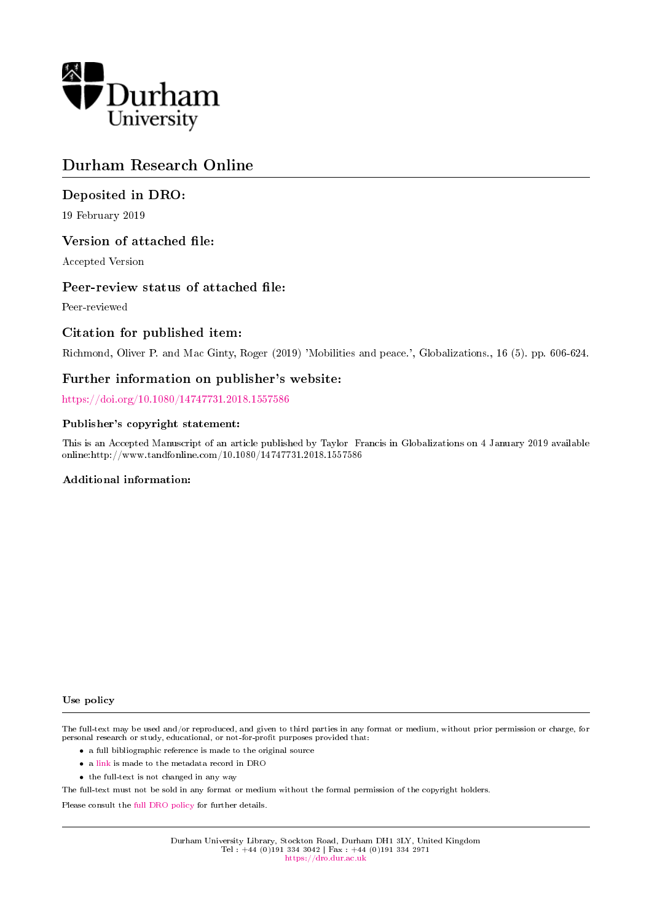Durham University

# Durham Research Online

## Deposited in DRO:

19 February 2019

## Version of attached file:

Accepted Version

## Peer-review status of attached file:

Peer-reviewed

## Citation for published item:

Richmond, Oliver P. and Mac Ginty, Roger (2019) 'Mobilities and peace.', Globalizations., 16 (5). pp. 606-624.

## Further information on publisher's website:

https://doi.org/10.1080/14747731.2018.1557586

### Publisher's copyright statement:

This is an Accepted Manuscript of an article published by Taylor Francis in Globalizations on 4 January 2019 available online:http://www.tandfonline.com/10.1080/14747731.2018.1557586

### Additional information:

### Use policy

The full-text may be used and/or reproduced, and given to third parties in any format or medium, without prior permission or charge, for personal research or study, educational, or not-for-profit purposes provided that:

- a full bibliographic reference is made to the original source
- a link is made to the metadata record in DRO
- the full-text is not changed in any way

The full-text must not be sold in any format or medium without the formal permission of the copyright holders.

Please consult the full DRO policy for further details.

Durham University Library, Stockton Road, Durham DH1 3LY, United Kingdom
Tel : +44 (0)191 334 3042 | Fax : +44 (0)191 334 2971
https://dro.dur.ac.uk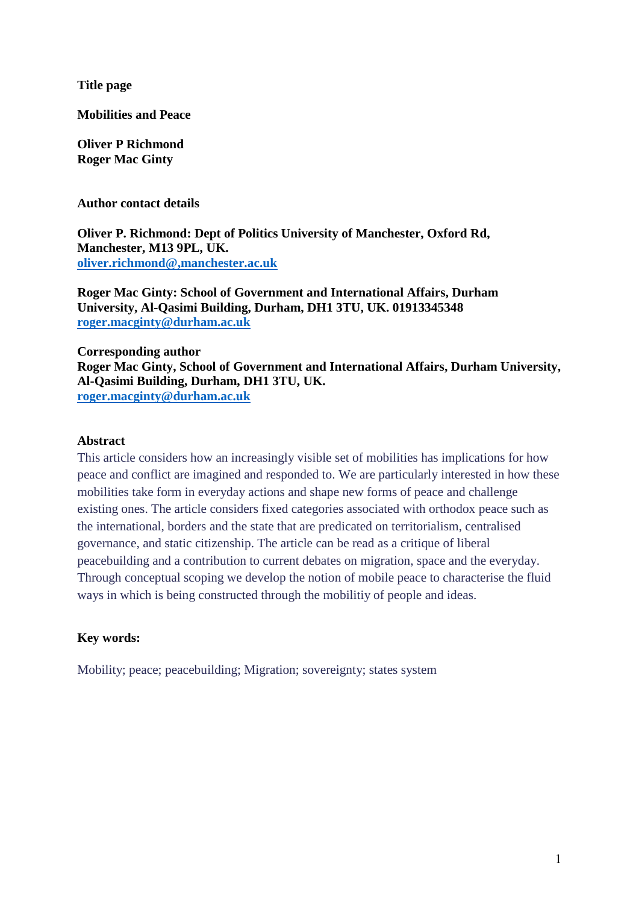**Title page**

**Mobilities and Peace**

**Oliver P Richmond**
**Roger Mac Ginty**

**Author contact details**

**Oliver P. Richmond: Dept of Politics University of Manchester, Oxford Rd, Manchester, M13 9PL, UK.**
**oliver.richmond@,manchester.ac.uk**

**Roger Mac Ginty: School of Government and International Affairs, Durham University, Al-Qasimi Building, Durham, DH1 3TU, UK. 01913345348**
**roger.macginty@durham.ac.uk**

**Corresponding author**
**Roger Mac Ginty, School of Government and International Affairs, Durham University, Al-Qasimi Building, Durham, DH1 3TU, UK.**
**roger.macginty@durham.ac.uk**

**Abstract**

This article considers how an increasingly visible set of mobilities has implications for how peace and conflict are imagined and responded to. We are particularly interested in how these mobilities take form in everyday actions and shape new forms of peace and challenge existing ones. The article considers fixed categories associated with orthodox peace such as the international, borders and the state that are predicated on territorialism, centralised governance, and static citizenship. The article can be read as a critique of liberal peacebuilding and a contribution to current debates on migration, space and the everyday. Through conceptual scoping we develop the notion of mobile peace to characterise the fluid ways in which is being constructed through the mobilitiy of people and ideas.

**Key words:**

Mobility; peace; peacebuilding; Migration; sovereignty; states system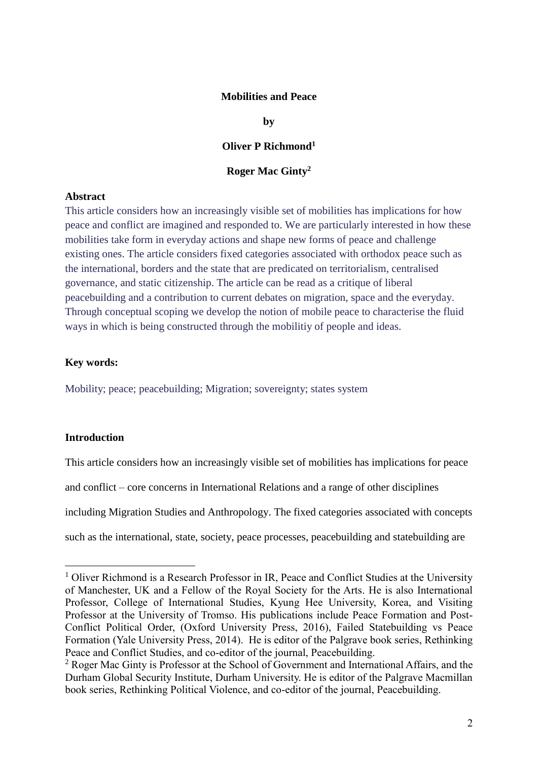**Mobilities and Peace**

**by**

**Oliver P Richmond[1]**

**Roger Mac Ginty[2]**

**Abstract**

This article considers how an increasingly visible set of mobilities has implications for how peace and conflict are imagined and responded to. We are particularly interested in how these mobilities take form in everyday actions and shape new forms of peace and challenge existing ones. The article considers fixed categories associated with orthodox peace such as the international, borders and the state that are predicated on territorialism, centralised governance, and static citizenship. The article can be read as a critique of liberal peacebuilding and a contribution to current debates on migration, space and the everyday. Through conceptual scoping we develop the notion of mobile peace to characterise the fluid ways in which is being constructed through the mobilitiy of people and ideas.

**Key words:**

Mobility; peace; peacebuilding; Migration; sovereignty; states system

**Introduction**

This article considers how an increasingly visible set of mobilities has implications for peace and conflict – core concerns in International Relations and a range of other disciplines including Migration Studies and Anthropology. The fixed categories associated with concepts such as the international, state, society, peace processes, peacebuilding and statebuilding are

[1] Oliver Richmond is a Research Professor in IR, Peace and Conflict Studies at the University of Manchester, UK and a Fellow of the Royal Society for the Arts. He is also International Professor, College of International Studies, Kyung Hee University, Korea, and Visiting Professor at the University of Tromso. His publications include Peace Formation and Post-Conflict Political Order, (Oxford University Press, 2016), Failed Statebuilding vs Peace Formation (Yale University Press, 2014). He is editor of the Palgrave book series, Rethinking Peace and Conflict Studies, and co-editor of the journal, Peacebuilding.

[2] Roger Mac Ginty is Professor at the School of Government and International Affairs, and the Durham Global Security Institute, Durham University. He is editor of the Palgrave Macmillan book series, Rethinking Political Violence, and co-editor of the journal, Peacebuilding.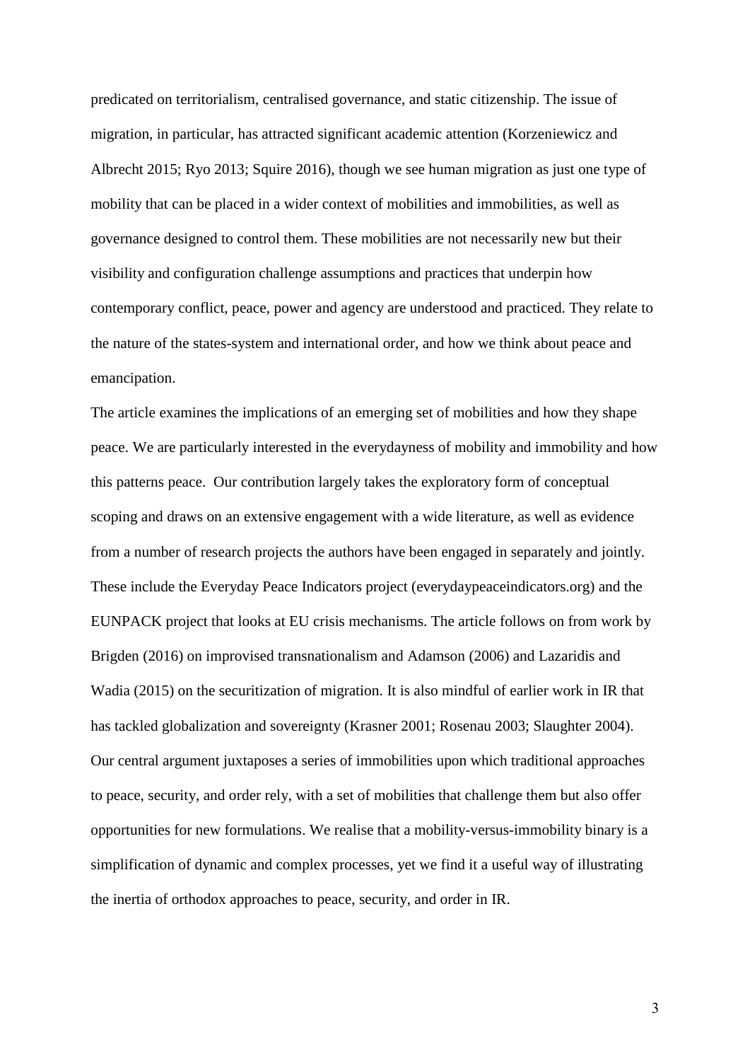predicated on territorialism, centralised governance, and static citizenship. The issue of migration, in particular, has attracted significant academic attention (Korzeniewicz and Albrecht 2015; Ryo 2013; Squire 2016), though we see human migration as just one type of mobility that can be placed in a wider context of mobilities and immobilities, as well as governance designed to control them. These mobilities are not necessarily new but their visibility and configuration challenge assumptions and practices that underpin how contemporary conflict, peace, power and agency are understood and practiced. They relate to the nature of the states-system and international order, and how we think about peace and emancipation.

The article examines the implications of an emerging set of mobilities and how they shape peace. We are particularly interested in the everydayness of mobility and immobility and how this patterns peace. Our contribution largely takes the exploratory form of conceptual scoping and draws on an extensive engagement with a wide literature, as well as evidence from a number of research projects the authors have been engaged in separately and jointly. These include the Everyday Peace Indicators project (everydaypeaceindicators.org) and the EUNPACK project that looks at EU crisis mechanisms. The article follows on from work by Brigden (2016) on improvised transnationalism and Adamson (2006) and Lazaridis and Wadia (2015) on the securitization of migration. It is also mindful of earlier work in IR that has tackled globalization and sovereignty (Krasner 2001; Rosenau 2003; Slaughter 2004). Our central argument juxtaposes a series of immobilities upon which traditional approaches to peace, security, and order rely, with a set of mobilities that challenge them but also offer opportunities for new formulations. We realise that a mobility-versus-immobility binary is a simplification of dynamic and complex processes, yet we find it a useful way of illustrating the inertia of orthodox approaches to peace, security, and order in IR.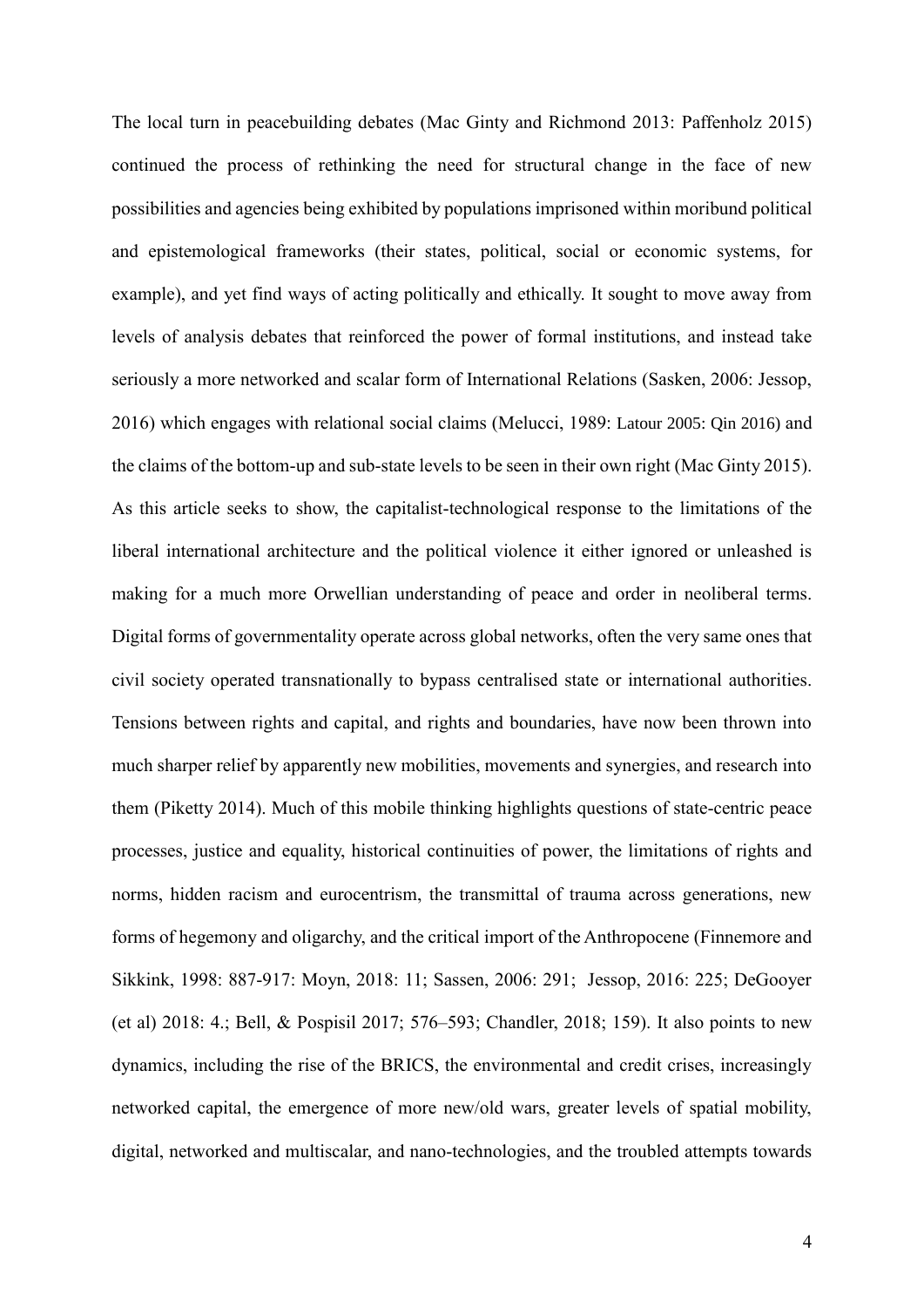The local turn in peacebuilding debates (Mac Ginty and Richmond 2013: Paffenholz 2015) continued the process of rethinking the need for structural change in the face of new possibilities and agencies being exhibited by populations imprisoned within moribund political and epistemological frameworks (their states, political, social or economic systems, for example), and yet find ways of acting politically and ethically. It sought to move away from levels of analysis debates that reinforced the power of formal institutions, and instead take seriously a more networked and scalar form of International Relations (Sasken, 2006: Jessop, 2016) which engages with relational social claims (Melucci, 1989: Latour 2005: Qin 2016) and the claims of the bottom-up and sub-state levels to be seen in their own right (Mac Ginty 2015). As this article seeks to show, the capitalist-technological response to the limitations of the liberal international architecture and the political violence it either ignored or unleashed is making for a much more Orwellian understanding of peace and order in neoliberal terms. Digital forms of governmentality operate across global networks, often the very same ones that civil society operated transnationally to bypass centralised state or international authorities. Tensions between rights and capital, and rights and boundaries, have now been thrown into much sharper relief by apparently new mobilities, movements and synergies, and research into them (Piketty 2014). Much of this mobile thinking highlights questions of state-centric peace processes, justice and equality, historical continuities of power, the limitations of rights and norms, hidden racism and eurocentrism, the transmittal of trauma across generations, new forms of hegemony and oligarchy, and the critical import of the Anthropocene (Finnemore and Sikkink, 1998: 887-917: Moyn, 2018: 11; Sassen, 2006: 291; Jessop, 2016: 225; DeGooyer (et al) 2018: 4.; Bell, & Pospisil 2017; 576–593; Chandler, 2018; 159). It also points to new dynamics, including the rise of the BRICS, the environmental and credit crises, increasingly networked capital, the emergence of more new/old wars, greater levels of spatial mobility, digital, networked and multiscalar, and nano-technologies, and the troubled attempts towards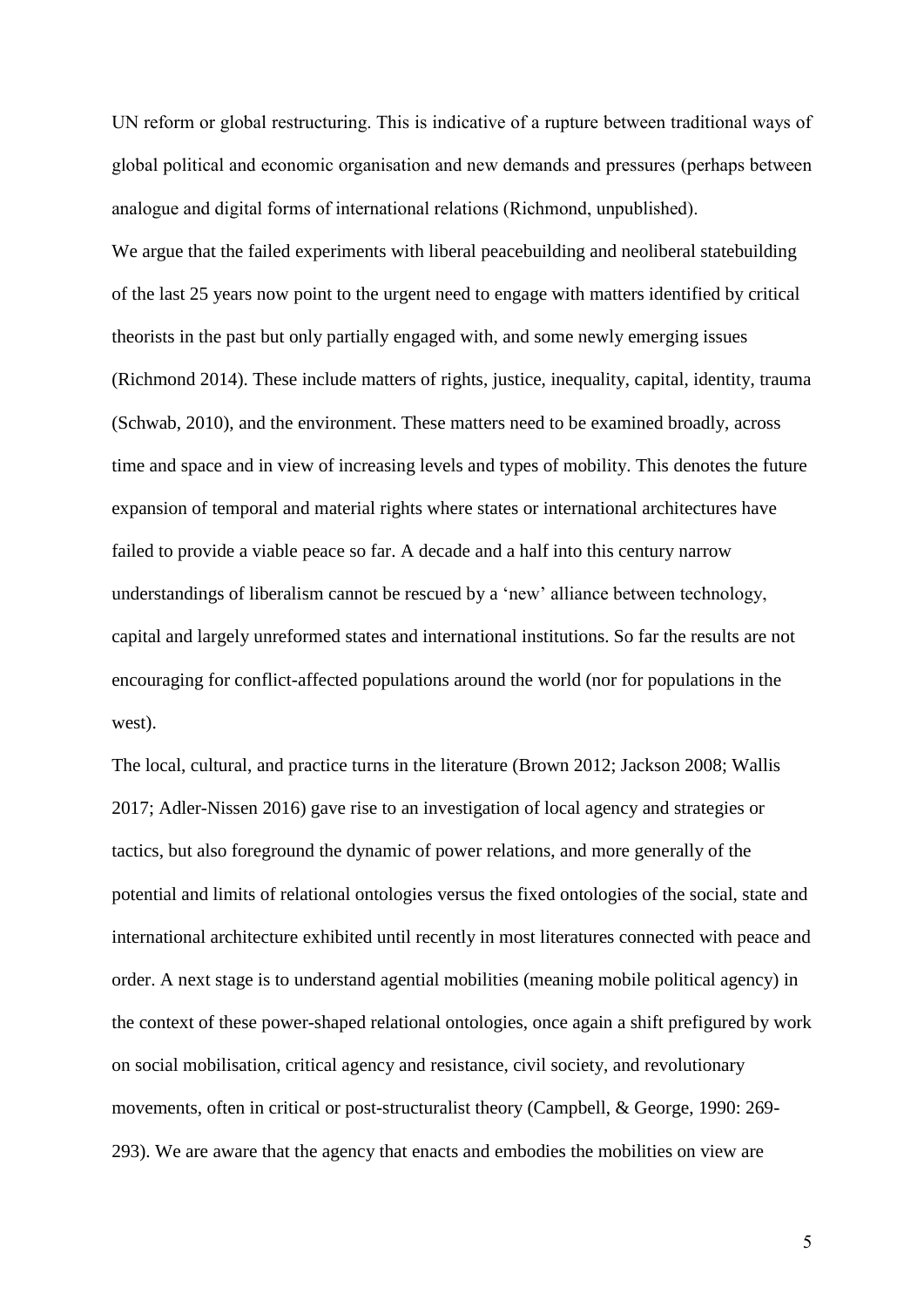UN reform or global restructuring. This is indicative of a rupture between traditional ways of global political and economic organisation and new demands and pressures (perhaps between analogue and digital forms of international relations (Richmond, unpublished).

We argue that the failed experiments with liberal peacebuilding and neoliberal statebuilding of the last 25 years now point to the urgent need to engage with matters identified by critical theorists in the past but only partially engaged with, and some newly emerging issues (Richmond 2014). These include matters of rights, justice, inequality, capital, identity, trauma (Schwab, 2010), and the environment. These matters need to be examined broadly, across time and space and in view of increasing levels and types of mobility. This denotes the future expansion of temporal and material rights where states or international architectures have failed to provide a viable peace so far. A decade and a half into this century narrow understandings of liberalism cannot be rescued by a 'new' alliance between technology, capital and largely unreformed states and international institutions. So far the results are not encouraging for conflict-affected populations around the world (nor for populations in the west).

The local, cultural, and practice turns in the literature (Brown 2012; Jackson 2008; Wallis 2017; Adler-Nissen 2016) gave rise to an investigation of local agency and strategies or tactics, but also foreground the dynamic of power relations, and more generally of the potential and limits of relational ontologies versus the fixed ontologies of the social, state and international architecture exhibited until recently in most literatures connected with peace and order. A next stage is to understand agential mobilities (meaning mobile political agency) in the context of these power-shaped relational ontologies, once again a shift prefigured by work on social mobilisation, critical agency and resistance, civil society, and revolutionary movements, often in critical or post-structuralist theory (Campbell, & George, 1990: 269-293). We are aware that the agency that enacts and embodies the mobilities on view are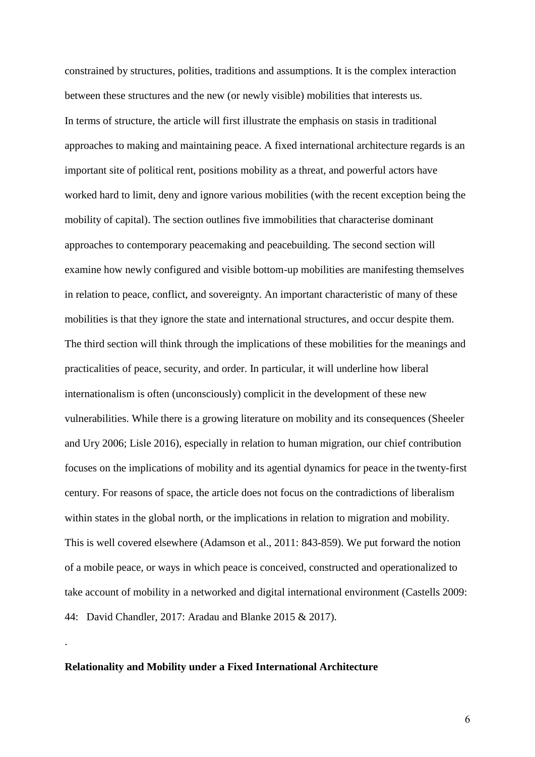constrained by structures, polities, traditions and assumptions. It is the complex interaction between these structures and the new (or newly visible) mobilities that interests us.

In terms of structure, the article will first illustrate the emphasis on stasis in traditional approaches to making and maintaining peace. A fixed international architecture regards is an important site of political rent, positions mobility as a threat, and powerful actors have worked hard to limit, deny and ignore various mobilities (with the recent exception being the mobility of capital). The section outlines five immobilities that characterise dominant approaches to contemporary peacemaking and peacebuilding. The second section will examine how newly configured and visible bottom-up mobilities are manifesting themselves in relation to peace, conflict, and sovereignty. An important characteristic of many of these mobilities is that they ignore the state and international structures, and occur despite them. The third section will think through the implications of these mobilities for the meanings and practicalities of peace, security, and order. In particular, it will underline how liberal internationalism is often (unconsciously) complicit in the development of these new vulnerabilities. While there is a growing literature on mobility and its consequences (Sheeler and Ury 2006; Lisle 2016), especially in relation to human migration, our chief contribution focuses on the implications of mobility and its agential dynamics for peace in the twenty-first century. For reasons of space, the article does not focus on the contradictions of liberalism within states in the global north, or the implications in relation to migration and mobility. This is well covered elsewhere (Adamson et al., 2011: 843-859). We put forward the notion of a mobile peace, or ways in which peace is conceived, constructed and operationalized to take account of mobility in a networked and digital international environment (Castells 2009: 44: David Chandler, 2017: Aradau and Blanke 2015 & 2017).

.

**Relationality and Mobility under a Fixed International Architecture**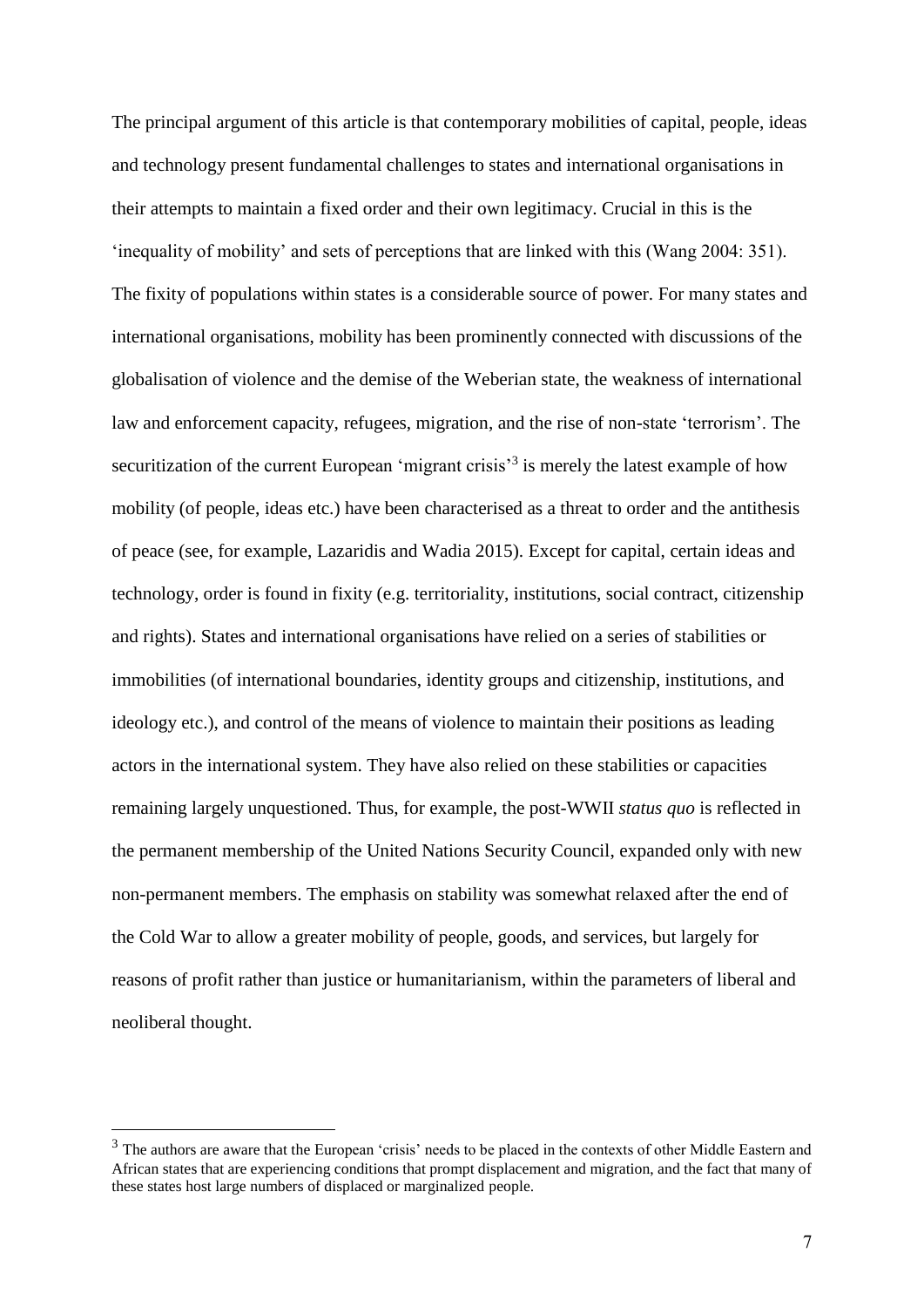The principal argument of this article is that contemporary mobilities of capital, people, ideas and technology present fundamental challenges to states and international organisations in their attempts to maintain a fixed order and their own legitimacy. Crucial in this is the 'inequality of mobility' and sets of perceptions that are linked with this (Wang 2004: 351). The fixity of populations within states is a considerable source of power. For many states and international organisations, mobility has been prominently connected with discussions of the globalisation of violence and the demise of the Weberian state, the weakness of international law and enforcement capacity, refugees, migration, and the rise of non-state 'terrorism'. The securitization of the current European 'migrant crisis'[3] is merely the latest example of how mobility (of people, ideas etc.) have been characterised as a threat to order and the antithesis of peace (see, for example, Lazaridis and Wadia 2015). Except for capital, certain ideas and technology, order is found in fixity (e.g. territoriality, institutions, social contract, citizenship and rights). States and international organisations have relied on a series of stabilities or immobilities (of international boundaries, identity groups and citizenship, institutions, and ideology etc.), and control of the means of violence to maintain their positions as leading actors in the international system. They have also relied on these stabilities or capacities remaining largely unquestioned. Thus, for example, the post-WWII *status quo* is reflected in the permanent membership of the United Nations Security Council, expanded only with new non-permanent members. The emphasis on stability was somewhat relaxed after the end of the Cold War to allow a greater mobility of people, goods, and services, but largely for reasons of profit rather than justice or humanitarianism, within the parameters of liberal and neoliberal thought.

[3] The authors are aware that the European 'crisis' needs to be placed in the contexts of other Middle Eastern and African states that are experiencing conditions that prompt displacement and migration, and the fact that many of these states host large numbers of displaced or marginalized people.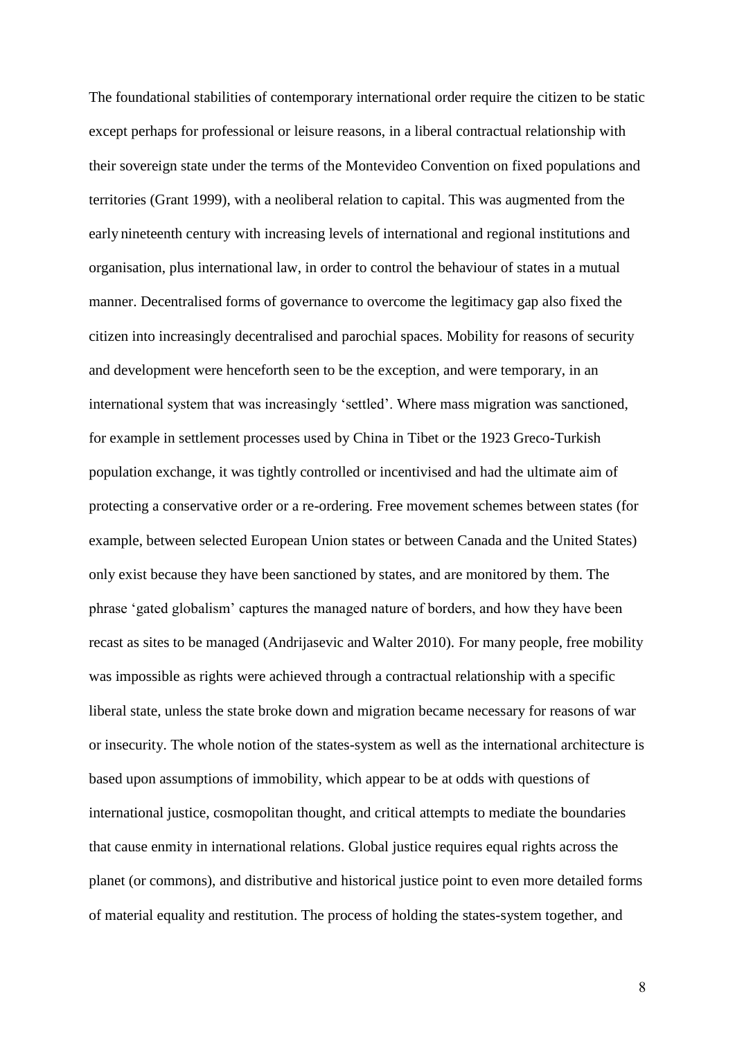The foundational stabilities of contemporary international order require the citizen to be static except perhaps for professional or leisure reasons, in a liberal contractual relationship with their sovereign state under the terms of the Montevideo Convention on fixed populations and territories (Grant 1999), with a neoliberal relation to capital. This was augmented from the early nineteenth century with increasing levels of international and regional institutions and organisation, plus international law, in order to control the behaviour of states in a mutual manner. Decentralised forms of governance to overcome the legitimacy gap also fixed the citizen into increasingly decentralised and parochial spaces. Mobility for reasons of security and development were henceforth seen to be the exception, and were temporary, in an international system that was increasingly 'settled'. Where mass migration was sanctioned, for example in settlement processes used by China in Tibet or the 1923 Greco-Turkish population exchange, it was tightly controlled or incentivised and had the ultimate aim of protecting a conservative order or a re-ordering. Free movement schemes between states (for example, between selected European Union states or between Canada and the United States) only exist because they have been sanctioned by states, and are monitored by them. The phrase 'gated globalism' captures the managed nature of borders, and how they have been recast as sites to be managed (Andrijasevic and Walter 2010). For many people, free mobility was impossible as rights were achieved through a contractual relationship with a specific liberal state, unless the state broke down and migration became necessary for reasons of war or insecurity. The whole notion of the states-system as well as the international architecture is based upon assumptions of immobility, which appear to be at odds with questions of international justice, cosmopolitan thought, and critical attempts to mediate the boundaries that cause enmity in international relations. Global justice requires equal rights across the planet (or commons), and distributive and historical justice point to even more detailed forms of material equality and restitution. The process of holding the states-system together, and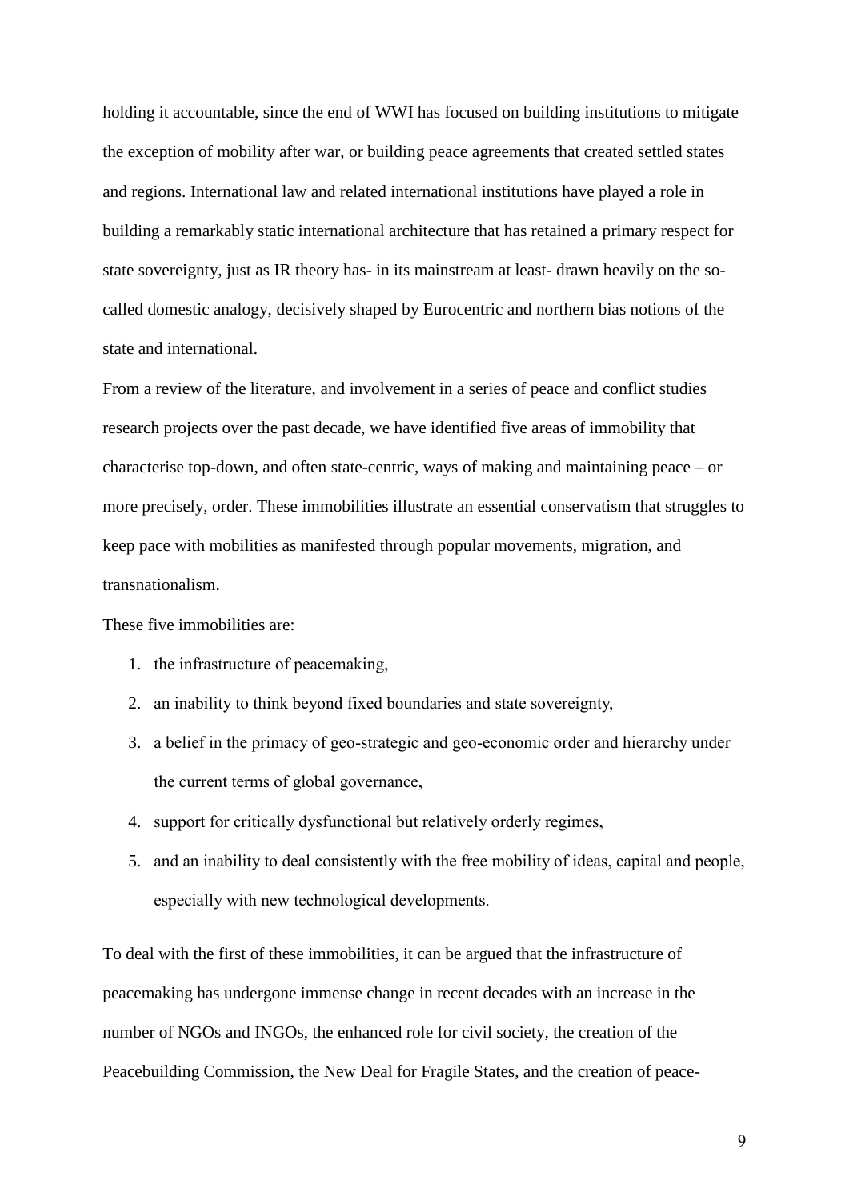holding it accountable, since the end of WWI has focused on building institutions to mitigate the exception of mobility after war, or building peace agreements that created settled states and regions. International law and related international institutions have played a role in building a remarkably static international architecture that has retained a primary respect for state sovereignty, just as IR theory has- in its mainstream at least- drawn heavily on the so-called domestic analogy, decisively shaped by Eurocentric and northern bias notions of the state and international.

From a review of the literature, and involvement in a series of peace and conflict studies research projects over the past decade, we have identified five areas of immobility that characterise top-down, and often state-centric, ways of making and maintaining peace – or more precisely, order. These immobilities illustrate an essential conservatism that struggles to keep pace with mobilities as manifested through popular movements, migration, and transnationalism.

These five immobilities are:

1. the infrastructure of peacemaking,
2. an inability to think beyond fixed boundaries and state sovereignty,
3. a belief in the primacy of geo-strategic and geo-economic order and hierarchy under the current terms of global governance,
4. support for critically dysfunctional but relatively orderly regimes,
5. and an inability to deal consistently with the free mobility of ideas, capital and people, especially with new technological developments.

To deal with the first of these immobilities, it can be argued that the infrastructure of peacemaking has undergone immense change in recent decades with an increase in the number of NGOs and INGOs, the enhanced role for civil society, the creation of the Peacebuilding Commission, the New Deal for Fragile States, and the creation of peace-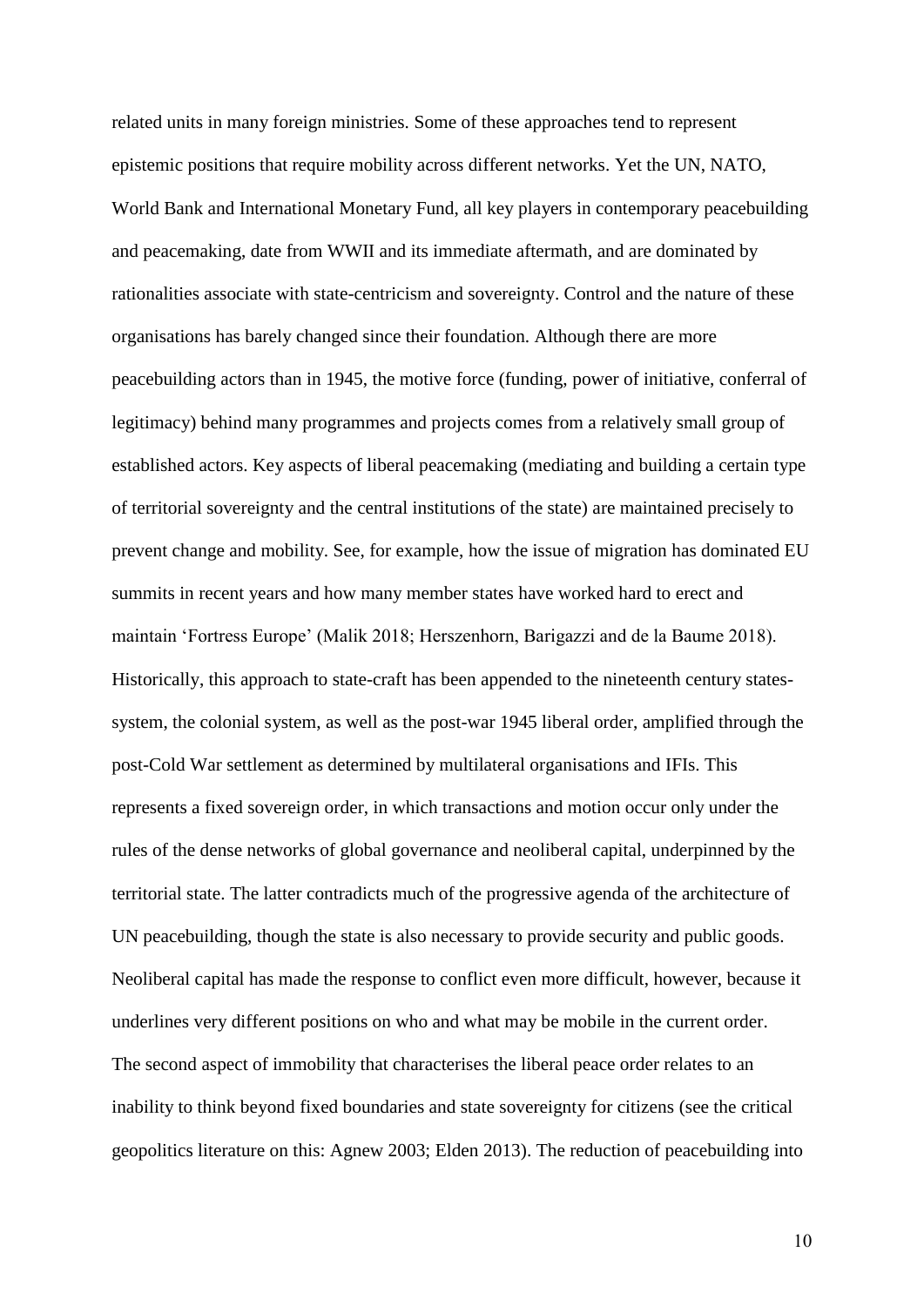related units in many foreign ministries. Some of these approaches tend to represent epistemic positions that require mobility across different networks. Yet the UN, NATO, World Bank and International Monetary Fund, all key players in contemporary peacebuilding and peacemaking, date from WWII and its immediate aftermath, and are dominated by rationalities associate with state-centricism and sovereignty. Control and the nature of these organisations has barely changed since their foundation. Although there are more peacebuilding actors than in 1945, the motive force (funding, power of initiative, conferral of legitimacy) behind many programmes and projects comes from a relatively small group of established actors. Key aspects of liberal peacemaking (mediating and building a certain type of territorial sovereignty and the central institutions of the state) are maintained precisely to prevent change and mobility. See, for example, how the issue of migration has dominated EU summits in recent years and how many member states have worked hard to erect and maintain 'Fortress Europe' (Malik 2018; Herszenhorn, Barigazzi and de la Baume 2018). Historically, this approach to state-craft has been appended to the nineteenth century states-system, the colonial system, as well as the post-war 1945 liberal order, amplified through the post-Cold War settlement as determined by multilateral organisations and IFIs. This represents a fixed sovereign order, in which transactions and motion occur only under the rules of the dense networks of global governance and neoliberal capital, underpinned by the territorial state. The latter contradicts much of the progressive agenda of the architecture of UN peacebuilding, though the state is also necessary to provide security and public goods. Neoliberal capital has made the response to conflict even more difficult, however, because it underlines very different positions on who and what may be mobile in the current order.

The second aspect of immobility that characterises the liberal peace order relates to an inability to think beyond fixed boundaries and state sovereignty for citizens (see the critical geopolitics literature on this: Agnew 2003; Elden 2013). The reduction of peacebuilding into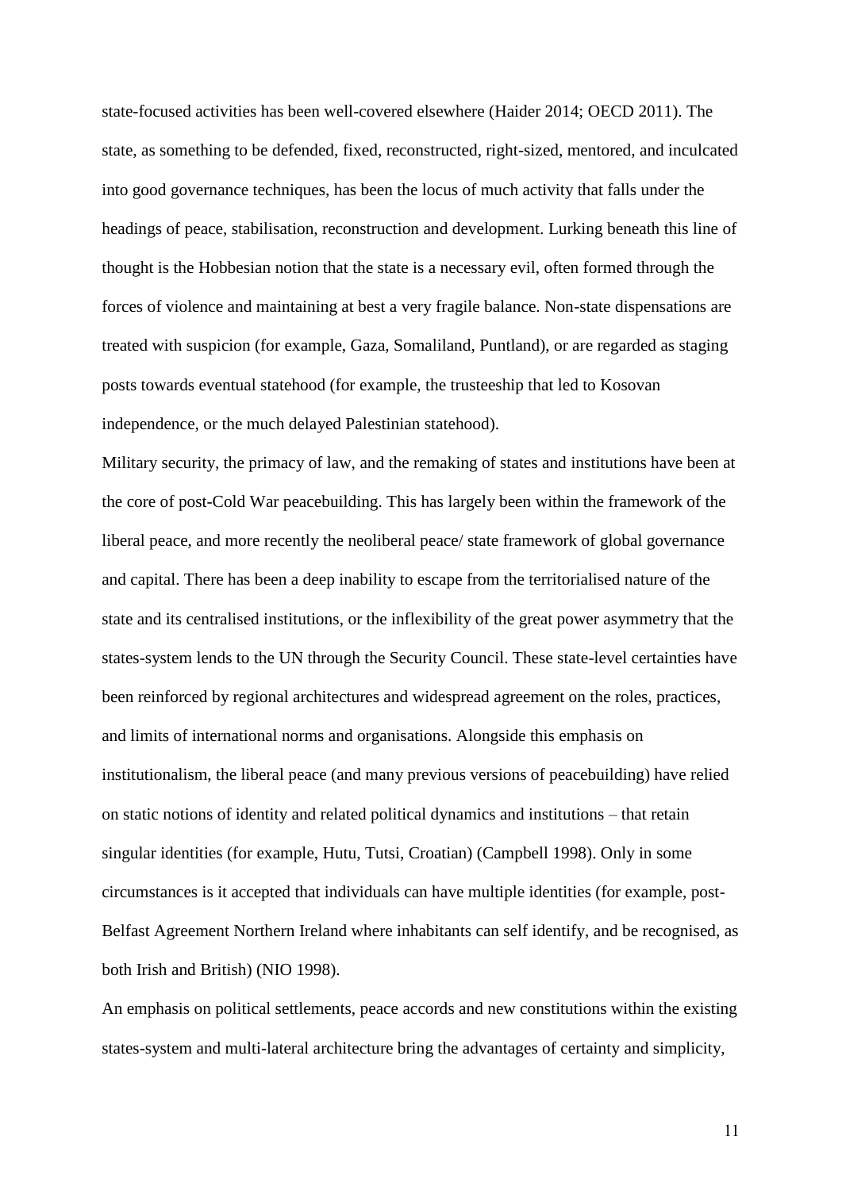state-focused activities has been well-covered elsewhere (Haider 2014; OECD 2011). The state, as something to be defended, fixed, reconstructed, right-sized, mentored, and inculcated into good governance techniques, has been the locus of much activity that falls under the headings of peace, stabilisation, reconstruction and development. Lurking beneath this line of thought is the Hobbesian notion that the state is a necessary evil, often formed through the forces of violence and maintaining at best a very fragile balance. Non-state dispensations are treated with suspicion (for example, Gaza, Somaliland, Puntland), or are regarded as staging posts towards eventual statehood (for example, the trusteeship that led to Kosovan independence, or the much delayed Palestinian statehood).

Military security, the primacy of law, and the remaking of states and institutions have been at the core of post-Cold War peacebuilding. This has largely been within the framework of the liberal peace, and more recently the neoliberal peace/ state framework of global governance and capital. There has been a deep inability to escape from the territorialised nature of the state and its centralised institutions, or the inflexibility of the great power asymmetry that the states-system lends to the UN through the Security Council. These state-level certainties have been reinforced by regional architectures and widespread agreement on the roles, practices, and limits of international norms and organisations. Alongside this emphasis on institutionalism, the liberal peace (and many previous versions of peacebuilding) have relied on static notions of identity and related political dynamics and institutions – that retain singular identities (for example, Hutu, Tutsi, Croatian) (Campbell 1998). Only in some circumstances is it accepted that individuals can have multiple identities (for example, post-Belfast Agreement Northern Ireland where inhabitants can self identify, and be recognised, as both Irish and British) (NIO 1998).

An emphasis on political settlements, peace accords and new constitutions within the existing states-system and multi-lateral architecture bring the advantages of certainty and simplicity,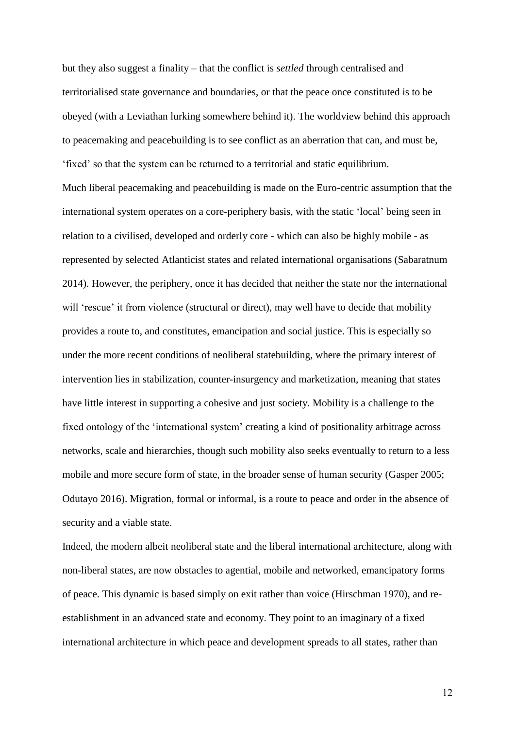but they also suggest a finality – that the conflict is *settled* through centralised and territorialised state governance and boundaries, or that the peace once constituted is to be obeyed (with a Leviathan lurking somewhere behind it). The worldview behind this approach to peacemaking and peacebuilding is to see conflict as an aberration that can, and must be, 'fixed' so that the system can be returned to a territorial and static equilibrium.

Much liberal peacemaking and peacebuilding is made on the Euro-centric assumption that the international system operates on a core-periphery basis, with the static 'local' being seen in relation to a civilised, developed and orderly core - which can also be highly mobile - as represented by selected Atlanticist states and related international organisations (Sabaratnum 2014). However, the periphery, once it has decided that neither the state nor the international will 'rescue' it from violence (structural or direct), may well have to decide that mobility provides a route to, and constitutes, emancipation and social justice. This is especially so under the more recent conditions of neoliberal statebuilding, where the primary interest of intervention lies in stabilization, counter-insurgency and marketization, meaning that states have little interest in supporting a cohesive and just society. Mobility is a challenge to the fixed ontology of the 'international system' creating a kind of positionality arbitrage across networks, scale and hierarchies, though such mobility also seeks eventually to return to a less mobile and more secure form of state, in the broader sense of human security (Gasper 2005; Odutayo 2016). Migration, formal or informal, is a route to peace and order in the absence of security and a viable state.

Indeed, the modern albeit neoliberal state and the liberal international architecture, along with non-liberal states, are now obstacles to agential, mobile and networked, emancipatory forms of peace. This dynamic is based simply on exit rather than voice (Hirschman 1970), and re-establishment in an advanced state and economy. They point to an imaginary of a fixed international architecture in which peace and development spreads to all states, rather than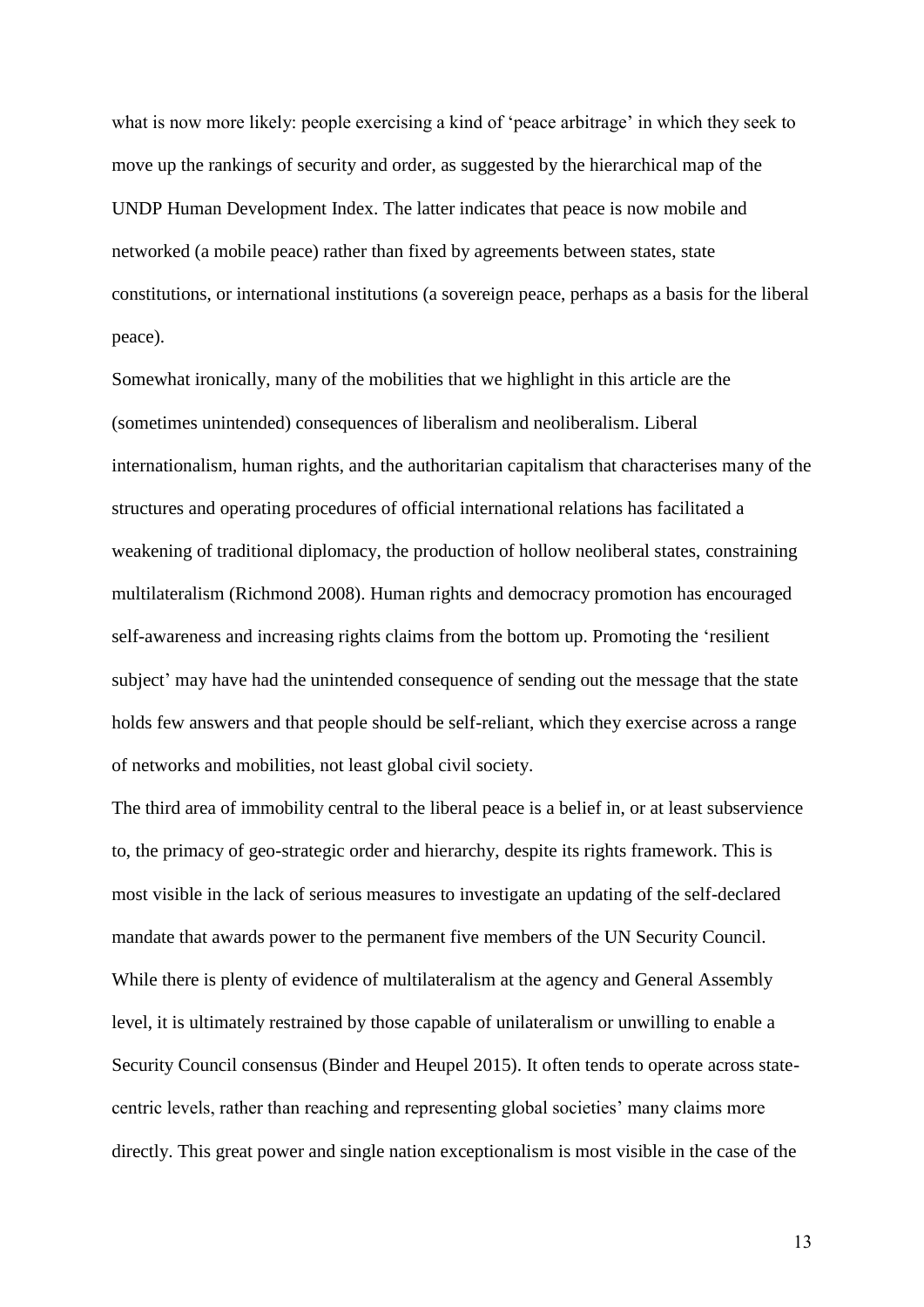what is now more likely: people exercising a kind of 'peace arbitrage' in which they seek to move up the rankings of security and order, as suggested by the hierarchical map of the UNDP Human Development Index. The latter indicates that peace is now mobile and networked (a mobile peace) rather than fixed by agreements between states, state constitutions, or international institutions (a sovereign peace, perhaps as a basis for the liberal peace).

Somewhat ironically, many of the mobilities that we highlight in this article are the (sometimes unintended) consequences of liberalism and neoliberalism. Liberal internationalism, human rights, and the authoritarian capitalism that characterises many of the structures and operating procedures of official international relations has facilitated a weakening of traditional diplomacy, the production of hollow neoliberal states, constraining multilateralism (Richmond 2008). Human rights and democracy promotion has encouraged self-awareness and increasing rights claims from the bottom up. Promoting the 'resilient subject' may have had the unintended consequence of sending out the message that the state holds few answers and that people should be self-reliant, which they exercise across a range of networks and mobilities, not least global civil society.

The third area of immobility central to the liberal peace is a belief in, or at least subservience to, the primacy of geo-strategic order and hierarchy, despite its rights framework. This is most visible in the lack of serious measures to investigate an updating of the self-declared mandate that awards power to the permanent five members of the UN Security Council. While there is plenty of evidence of multilateralism at the agency and General Assembly level, it is ultimately restrained by those capable of unilateralism or unwilling to enable a Security Council consensus (Binder and Heupel 2015). It often tends to operate across state-centric levels, rather than reaching and representing global societies' many claims more directly. This great power and single nation exceptionalism is most visible in the case of the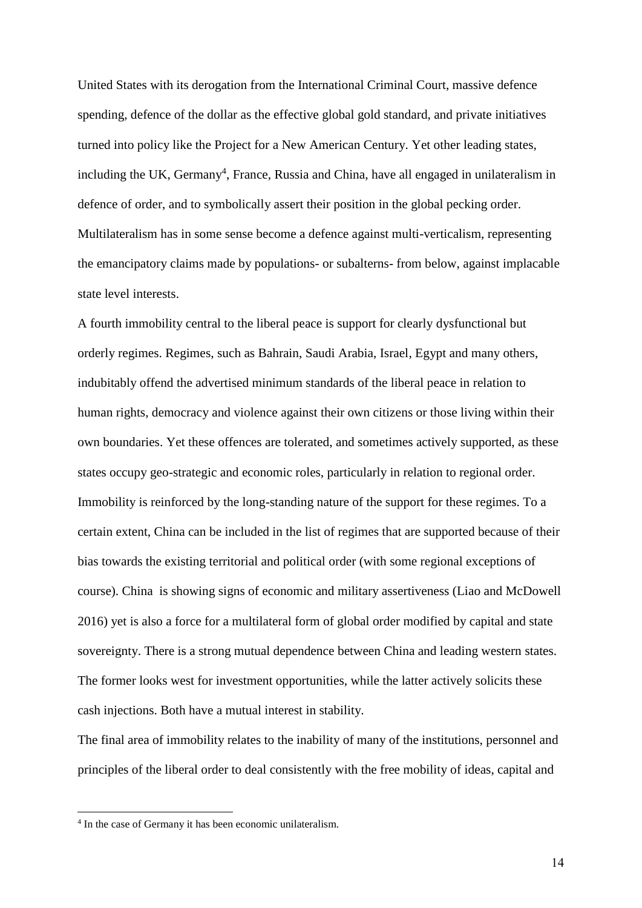United States with its derogation from the International Criminal Court, massive defence spending, defence of the dollar as the effective global gold standard, and private initiatives turned into policy like the Project for a New American Century. Yet other leading states, including the UK, Germany[4], France, Russia and China, have all engaged in unilateralism in defence of order, and to symbolically assert their position in the global pecking order. Multilateralism has in some sense become a defence against multi-verticalism, representing the emancipatory claims made by populations- or subalterns- from below, against implacable state level interests.

A fourth immobility central to the liberal peace is support for clearly dysfunctional but orderly regimes. Regimes, such as Bahrain, Saudi Arabia, Israel, Egypt and many others, indubitably offend the advertised minimum standards of the liberal peace in relation to human rights, democracy and violence against their own citizens or those living within their own boundaries. Yet these offences are tolerated, and sometimes actively supported, as these states occupy geo-strategic and economic roles, particularly in relation to regional order. Immobility is reinforced by the long-standing nature of the support for these regimes. To a certain extent, China can be included in the list of regimes that are supported because of their bias towards the existing territorial and political order (with some regional exceptions of course). China is showing signs of economic and military assertiveness (Liao and McDowell 2016) yet is also a force for a multilateral form of global order modified by capital and state sovereignty. There is a strong mutual dependence between China and leading western states. The former looks west for investment opportunities, while the latter actively solicits these cash injections. Both have a mutual interest in stability.

The final area of immobility relates to the inability of many of the institutions, personnel and principles of the liberal order to deal consistently with the free mobility of ideas, capital and

[4] In the case of Germany it has been economic unilateralism.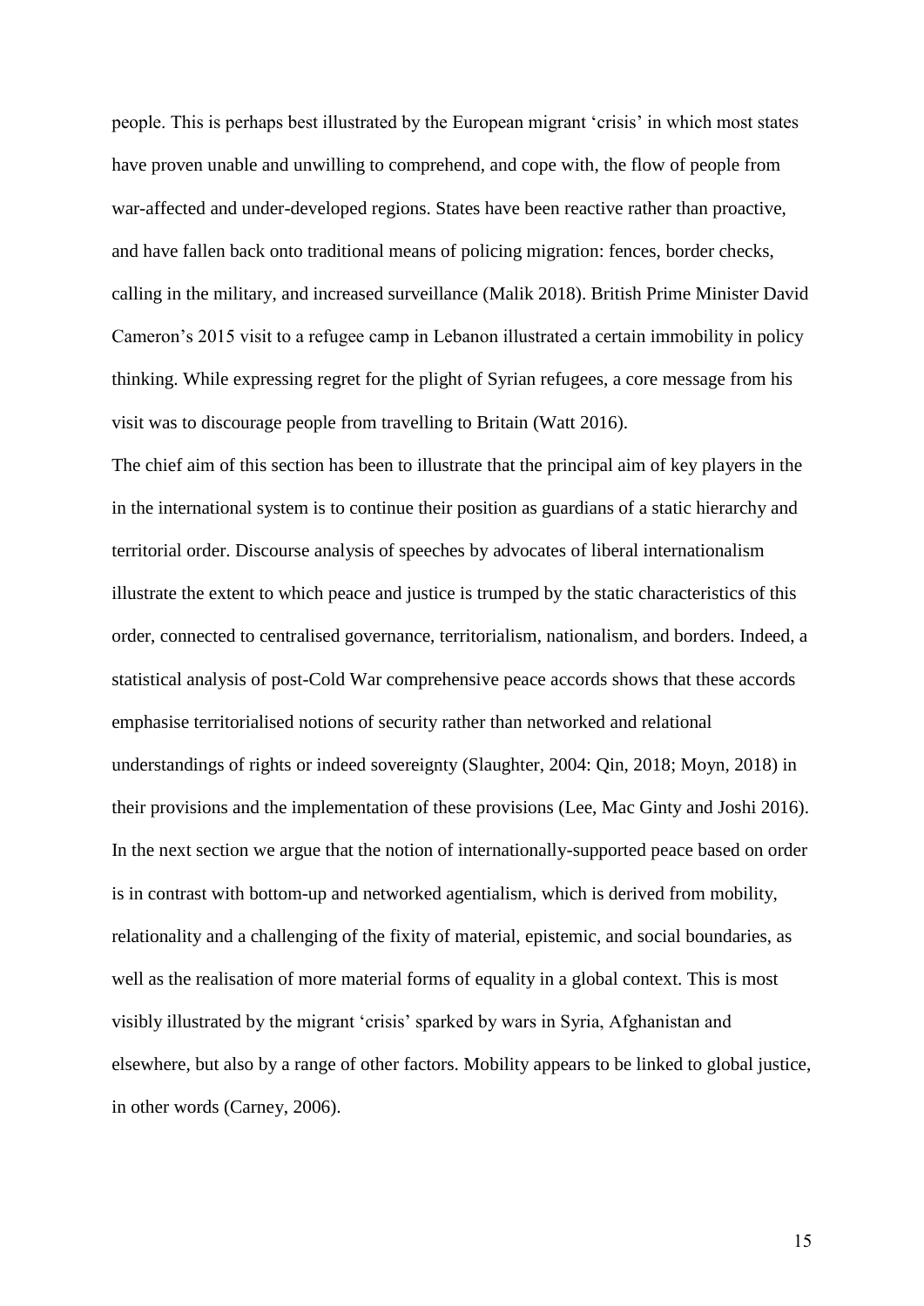people. This is perhaps best illustrated by the European migrant 'crisis' in which most states have proven unable and unwilling to comprehend, and cope with, the flow of people from war-affected and under-developed regions. States have been reactive rather than proactive, and have fallen back onto traditional means of policing migration: fences, border checks, calling in the military, and increased surveillance (Malik 2018). British Prime Minister David Cameron's 2015 visit to a refugee camp in Lebanon illustrated a certain immobility in policy thinking. While expressing regret for the plight of Syrian refugees, a core message from his visit was to discourage people from travelling to Britain (Watt 2016).

The chief aim of this section has been to illustrate that the principal aim of key players in the in the international system is to continue their position as guardians of a static hierarchy and territorial order. Discourse analysis of speeches by advocates of liberal internationalism illustrate the extent to which peace and justice is trumped by the static characteristics of this order, connected to centralised governance, territorialism, nationalism, and borders. Indeed, a statistical analysis of post-Cold War comprehensive peace accords shows that these accords emphasise territorialised notions of security rather than networked and relational understandings of rights or indeed sovereignty (Slaughter, 2004: Qin, 2018; Moyn, 2018) in their provisions and the implementation of these provisions (Lee, Mac Ginty and Joshi 2016). In the next section we argue that the notion of internationally-supported peace based on order is in contrast with bottom-up and networked agentialism, which is derived from mobility, relationality and a challenging of the fixity of material, epistemic, and social boundaries, as well as the realisation of more material forms of equality in a global context. This is most visibly illustrated by the migrant 'crisis' sparked by wars in Syria, Afghanistan and elsewhere, but also by a range of other factors. Mobility appears to be linked to global justice, in other words (Carney, 2006).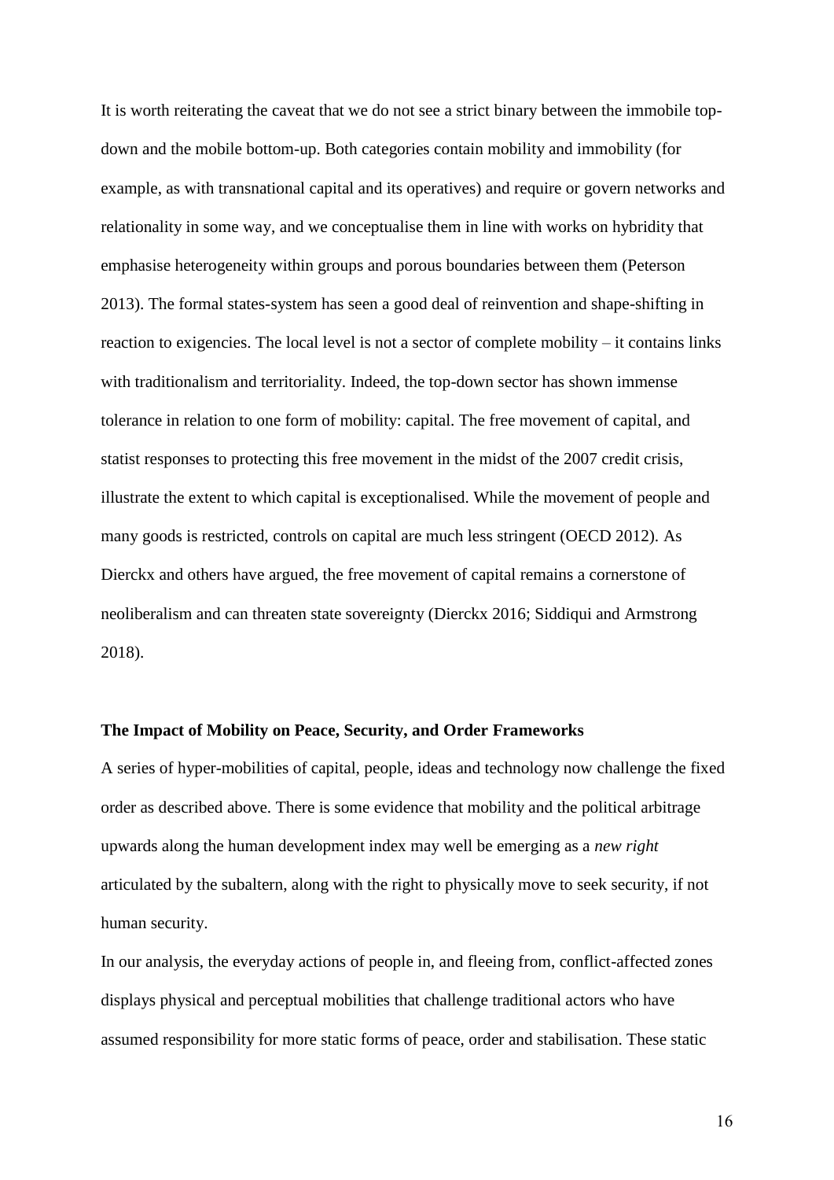It is worth reiterating the caveat that we do not see a strict binary between the immobile top-down and the mobile bottom-up. Both categories contain mobility and immobility (for example, as with transnational capital and its operatives) and require or govern networks and relationality in some way, and we conceptualise them in line with works on hybridity that emphasise heterogeneity within groups and porous boundaries between them (Peterson 2013). The formal states-system has seen a good deal of reinvention and shape-shifting in reaction to exigencies. The local level is not a sector of complete mobility – it contains links with traditionalism and territoriality. Indeed, the top-down sector has shown immense tolerance in relation to one form of mobility: capital. The free movement of capital, and statist responses to protecting this free movement in the midst of the 2007 credit crisis, illustrate the extent to which capital is exceptionalised. While the movement of people and many goods is restricted, controls on capital are much less stringent (OECD 2012). As Dierckx and others have argued, the free movement of capital remains a cornerstone of neoliberalism and can threaten state sovereignty (Dierckx 2016; Siddiqui and Armstrong 2018).

**The Impact of Mobility on Peace, Security, and Order Frameworks**

A series of hyper-mobilities of capital, people, ideas and technology now challenge the fixed order as described above. There is some evidence that mobility and the political arbitrage upwards along the human development index may well be emerging as a *new right* articulated by the subaltern, along with the right to physically move to seek security, if not human security.

In our analysis, the everyday actions of people in, and fleeing from, conflict-affected zones displays physical and perceptual mobilities that challenge traditional actors who have assumed responsibility for more static forms of peace, order and stabilisation. These static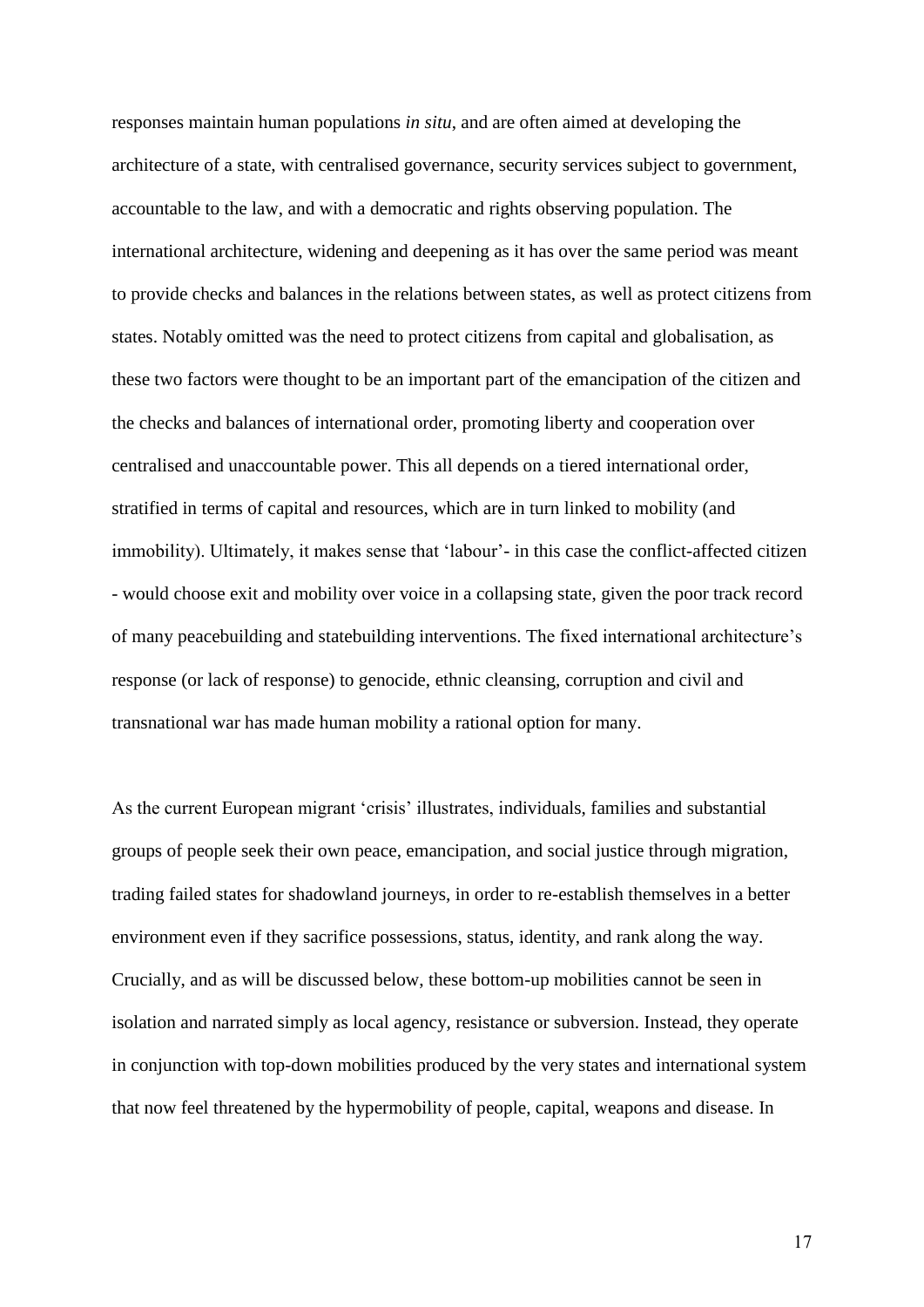responses maintain human populations *in situ*, and are often aimed at developing the architecture of a state, with centralised governance, security services subject to government, accountable to the law, and with a democratic and rights observing population. The international architecture, widening and deepening as it has over the same period was meant to provide checks and balances in the relations between states, as well as protect citizens from states. Notably omitted was the need to protect citizens from capital and globalisation, as these two factors were thought to be an important part of the emancipation of the citizen and the checks and balances of international order, promoting liberty and cooperation over centralised and unaccountable power. This all depends on a tiered international order, stratified in terms of capital and resources, which are in turn linked to mobility (and immobility). Ultimately, it makes sense that 'labour'- in this case the conflict-affected citizen - would choose exit and mobility over voice in a collapsing state, given the poor track record of many peacebuilding and statebuilding interventions. The fixed international architecture's response (or lack of response) to genocide, ethnic cleansing, corruption and civil and transnational war has made human mobility a rational option for many.

As the current European migrant 'crisis' illustrates, individuals, families and substantial groups of people seek their own peace, emancipation, and social justice through migration, trading failed states for shadowland journeys, in order to re-establish themselves in a better environment even if they sacrifice possessions, status, identity, and rank along the way. Crucially, and as will be discussed below, these bottom-up mobilities cannot be seen in isolation and narrated simply as local agency, resistance or subversion. Instead, they operate in conjunction with top-down mobilities produced by the very states and international system that now feel threatened by the hypermobility of people, capital, weapons and disease. In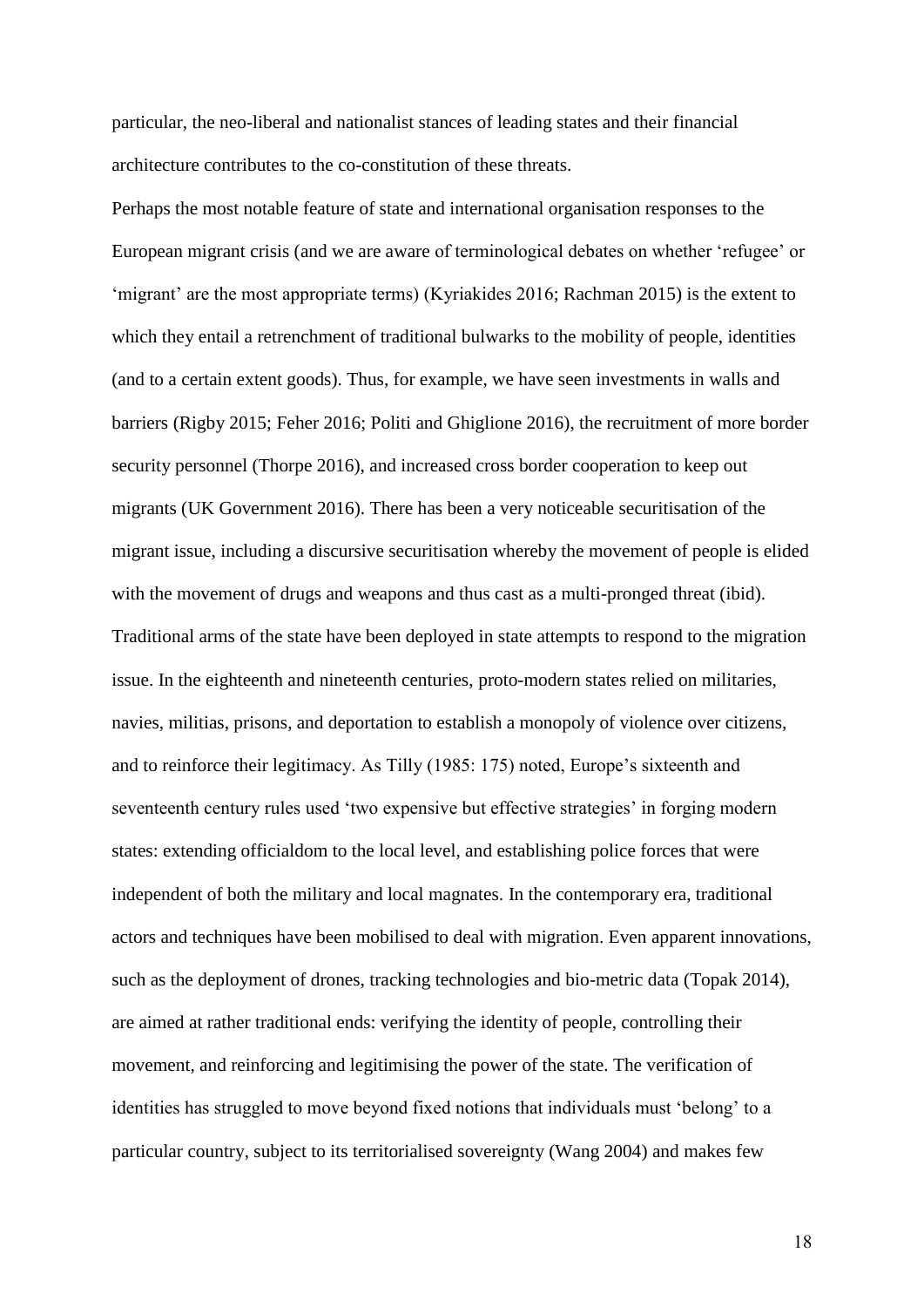particular, the neo-liberal and nationalist stances of leading states and their financial architecture contributes to the co-constitution of these threats.

Perhaps the most notable feature of state and international organisation responses to the European migrant crisis (and we are aware of terminological debates on whether 'refugee' or 'migrant' are the most appropriate terms) (Kyriakides 2016; Rachman 2015) is the extent to which they entail a retrenchment of traditional bulwarks to the mobility of people, identities (and to a certain extent goods). Thus, for example, we have seen investments in walls and barriers (Rigby 2015; Feher 2016; Politi and Ghiglione 2016), the recruitment of more border security personnel (Thorpe 2016), and increased cross border cooperation to keep out migrants (UK Government 2016). There has been a very noticeable securitisation of the migrant issue, including a discursive securitisation whereby the movement of people is elided with the movement of drugs and weapons and thus cast as a multi-pronged threat (ibid). Traditional arms of the state have been deployed in state attempts to respond to the migration issue. In the eighteenth and nineteenth centuries, proto-modern states relied on militaries, navies, militias, prisons, and deportation to establish a monopoly of violence over citizens, and to reinforce their legitimacy. As Tilly (1985: 175) noted, Europe's sixteenth and seventeenth century rules used 'two expensive but effective strategies' in forging modern states: extending officialdom to the local level, and establishing police forces that were independent of both the military and local magnates. In the contemporary era, traditional actors and techniques have been mobilised to deal with migration. Even apparent innovations, such as the deployment of drones, tracking technologies and bio-metric data (Topak 2014), are aimed at rather traditional ends: verifying the identity of people, controlling their movement, and reinforcing and legitimising the power of the state. The verification of identities has struggled to move beyond fixed notions that individuals must 'belong' to a particular country, subject to its territorialised sovereignty (Wang 2004) and makes few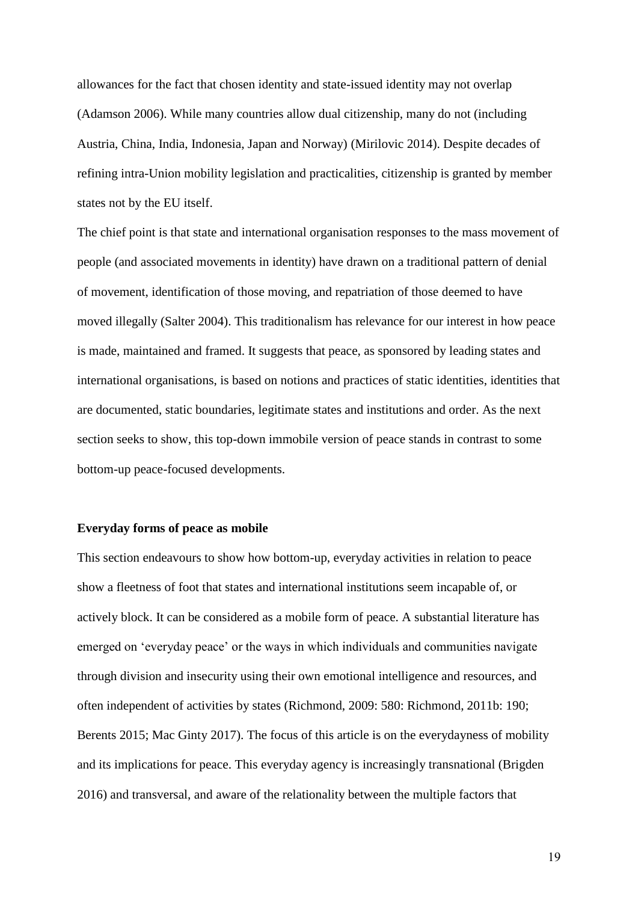allowances for the fact that chosen identity and state-issued identity may not overlap (Adamson 2006). While many countries allow dual citizenship, many do not (including Austria, China, India, Indonesia, Japan and Norway) (Mirilovic 2014). Despite decades of refining intra-Union mobility legislation and practicalities, citizenship is granted by member states not by the EU itself.

The chief point is that state and international organisation responses to the mass movement of people (and associated movements in identity) have drawn on a traditional pattern of denial of movement, identification of those moving, and repatriation of those deemed to have moved illegally (Salter 2004). This traditionalism has relevance for our interest in how peace is made, maintained and framed. It suggests that peace, as sponsored by leading states and international organisations, is based on notions and practices of static identities, identities that are documented, static boundaries, legitimate states and institutions and order. As the next section seeks to show, this top-down immobile version of peace stands in contrast to some bottom-up peace-focused developments.

**Everyday forms of peace as mobile**

This section endeavours to show how bottom-up, everyday activities in relation to peace show a fleetness of foot that states and international institutions seem incapable of, or actively block. It can be considered as a mobile form of peace. A substantial literature has emerged on 'everyday peace' or the ways in which individuals and communities navigate through division and insecurity using their own emotional intelligence and resources, and often independent of activities by states (Richmond, 2009: 580: Richmond, 2011b: 190; Berents 2015; Mac Ginty 2017). The focus of this article is on the everydayness of mobility and its implications for peace. This everyday agency is increasingly transnational (Brigden 2016) and transversal, and aware of the relationality between the multiple factors that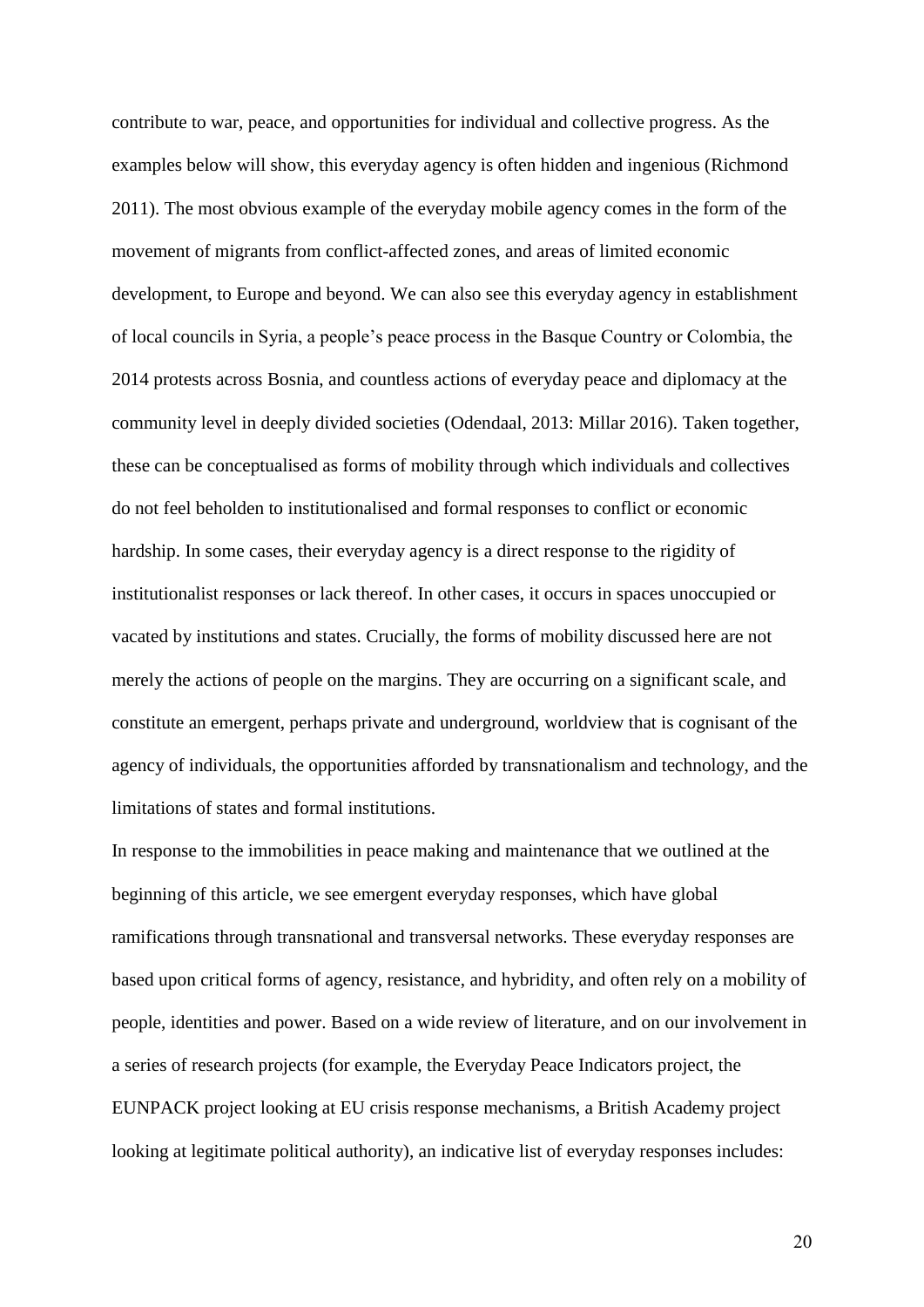contribute to war, peace, and opportunities for individual and collective progress. As the examples below will show, this everyday agency is often hidden and ingenious (Richmond 2011). The most obvious example of the everyday mobile agency comes in the form of the movement of migrants from conflict-affected zones, and areas of limited economic development, to Europe and beyond. We can also see this everyday agency in establishment of local councils in Syria, a people's peace process in the Basque Country or Colombia, the 2014 protests across Bosnia, and countless actions of everyday peace and diplomacy at the community level in deeply divided societies (Odendaal, 2013: Millar 2016). Taken together, these can be conceptualised as forms of mobility through which individuals and collectives do not feel beholden to institutionalised and formal responses to conflict or economic hardship. In some cases, their everyday agency is a direct response to the rigidity of institutionalist responses or lack thereof. In other cases, it occurs in spaces unoccupied or vacated by institutions and states. Crucially, the forms of mobility discussed here are not merely the actions of people on the margins. They are occurring on a significant scale, and constitute an emergent, perhaps private and underground, worldview that is cognisant of the agency of individuals, the opportunities afforded by transnationalism and technology, and the limitations of states and formal institutions.

In response to the immobilities in peace making and maintenance that we outlined at the beginning of this article, we see emergent everyday responses, which have global ramifications through transnational and transversal networks. These everyday responses are based upon critical forms of agency, resistance, and hybridity, and often rely on a mobility of people, identities and power. Based on a wide review of literature, and on our involvement in a series of research projects (for example, the Everyday Peace Indicators project, the EUNPACK project looking at EU crisis response mechanisms, a British Academy project looking at legitimate political authority), an indicative list of everyday responses includes: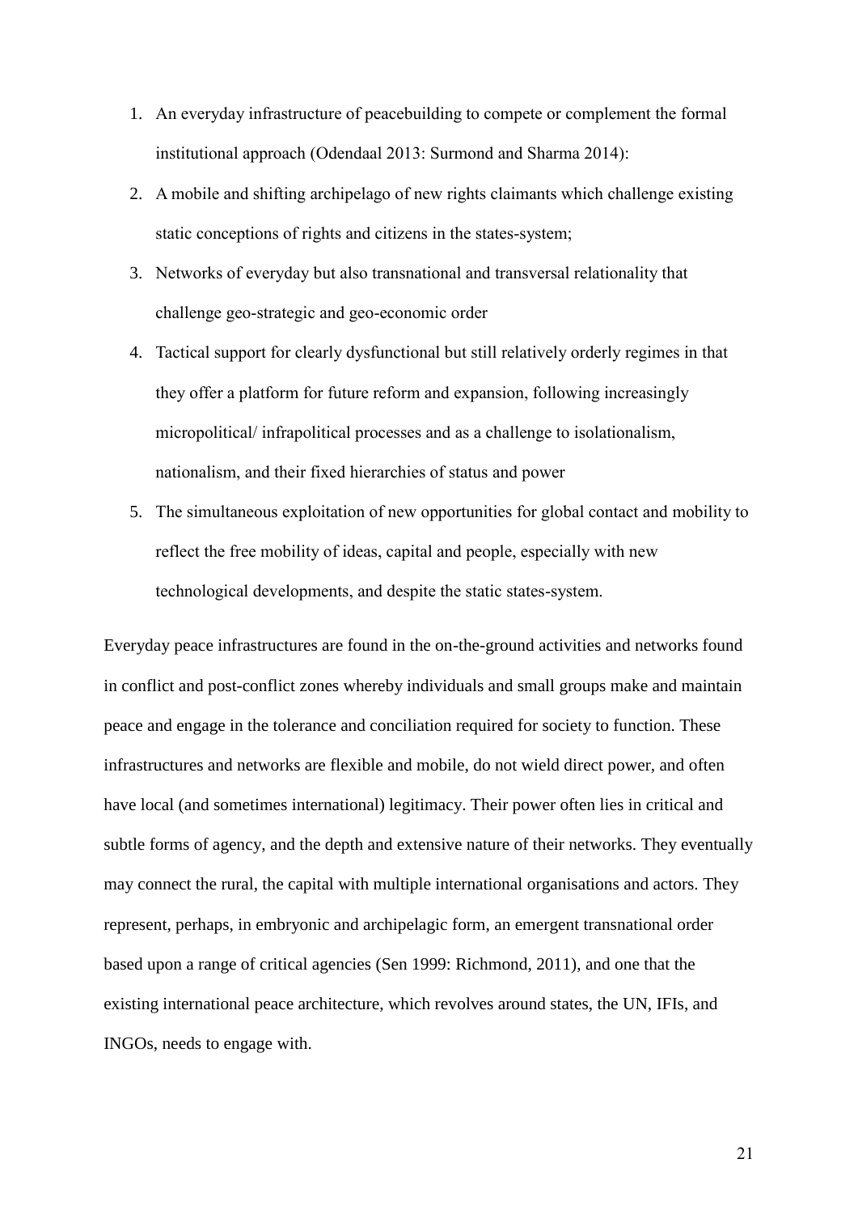1. An everyday infrastructure of peacebuilding to compete or complement the formal institutional approach (Odendaal 2013: Surmond and Sharma 2014):
2. A mobile and shifting archipelago of new rights claimants which challenge existing static conceptions of rights and citizens in the states-system;
3. Networks of everyday but also transnational and transversal relationality that challenge geo-strategic and geo-economic order
4. Tactical support for clearly dysfunctional but still relatively orderly regimes in that they offer a platform for future reform and expansion, following increasingly micropolitical/ infrapolitical processes and as a challenge to isolationalism, nationalism, and their fixed hierarchies of status and power
5. The simultaneous exploitation of new opportunities for global contact and mobility to reflect the free mobility of ideas, capital and people, especially with new technological developments, and despite the static states-system.

Everyday peace infrastructures are found in the on-the-ground activities and networks found in conflict and post-conflict zones whereby individuals and small groups make and maintain peace and engage in the tolerance and conciliation required for society to function. These infrastructures and networks are flexible and mobile, do not wield direct power, and often have local (and sometimes international) legitimacy. Their power often lies in critical and subtle forms of agency, and the depth and extensive nature of their networks. They eventually may connect the rural, the capital with multiple international organisations and actors. They represent, perhaps, in embryonic and archipelagic form, an emergent transnational order based upon a range of critical agencies (Sen 1999: Richmond, 2011), and one that the existing international peace architecture, which revolves around states, the UN, IFIs, and INGOs, needs to engage with.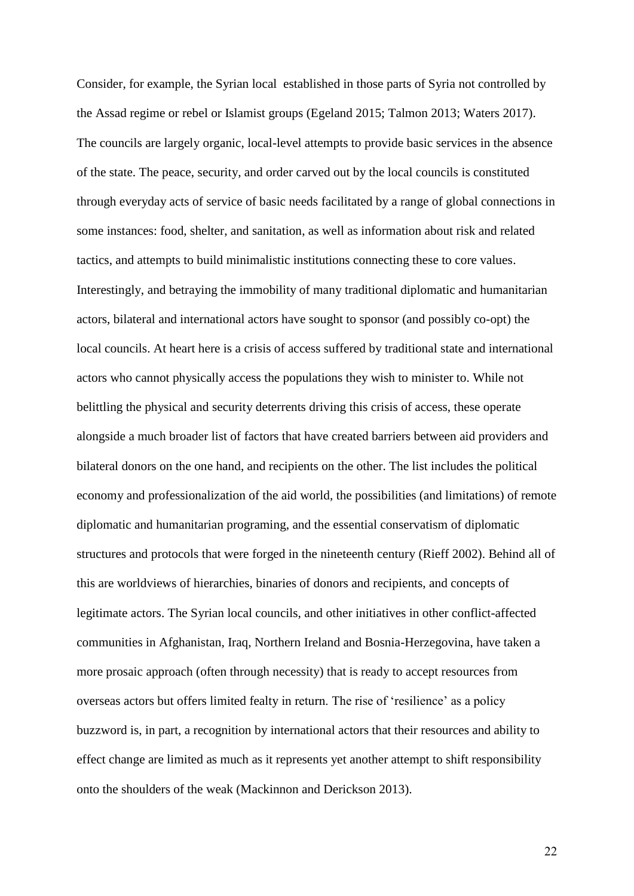Consider, for example, the Syrian local  established in those parts of Syria not controlled by the Assad regime or rebel or Islamist groups (Egeland 2015; Talmon 2013; Waters 2017). The councils are largely organic, local-level attempts to provide basic services in the absence of the state. The peace, security, and order carved out by the local councils is constituted through everyday acts of service of basic needs facilitated by a range of global connections in some instances: food, shelter, and sanitation, as well as information about risk and related tactics, and attempts to build minimalistic institutions connecting these to core values. Interestingly, and betraying the immobility of many traditional diplomatic and humanitarian actors, bilateral and international actors have sought to sponsor (and possibly co-opt) the local councils. At heart here is a crisis of access suffered by traditional state and international actors who cannot physically access the populations they wish to minister to. While not belittling the physical and security deterrents driving this crisis of access, these operate alongside a much broader list of factors that have created barriers between aid providers and bilateral donors on the one hand, and recipients on the other. The list includes the political economy and professionalization of the aid world, the possibilities (and limitations) of remote diplomatic and humanitarian programing, and the essential conservatism of diplomatic structures and protocols that were forged in the nineteenth century (Rieff 2002). Behind all of this are worldviews of hierarchies, binaries of donors and recipients, and concepts of legitimate actors. The Syrian local councils, and other initiatives in other conflict-affected communities in Afghanistan, Iraq, Northern Ireland and Bosnia-Herzegovina, have taken a more prosaic approach (often through necessity) that is ready to accept resources from overseas actors but offers limited fealty in return. The rise of 'resilience' as a policy buzzword is, in part, a recognition by international actors that their resources and ability to effect change are limited as much as it represents yet another attempt to shift responsibility onto the shoulders of the weak (Mackinnon and Derickson 2013).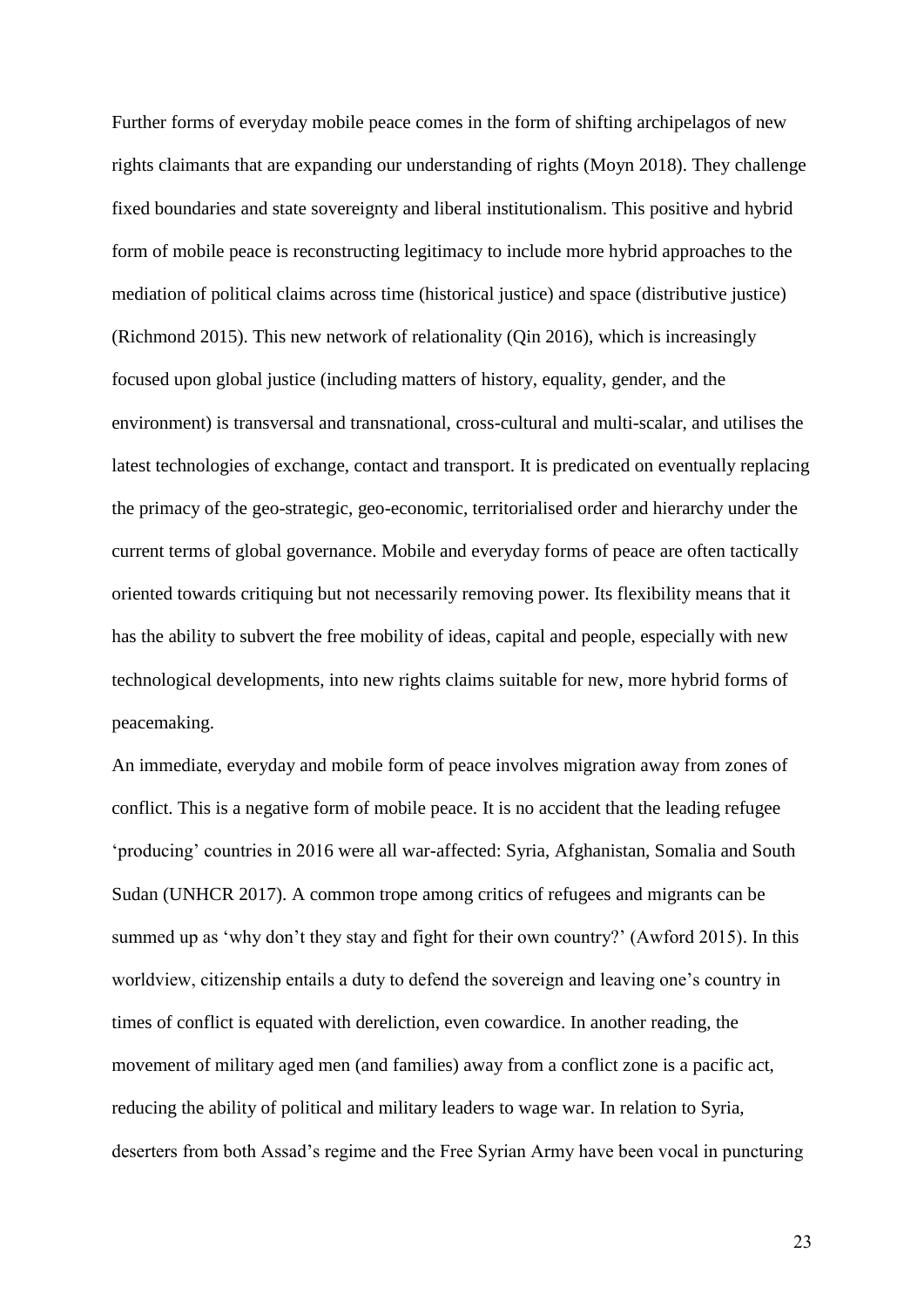Further forms of everyday mobile peace comes in the form of shifting archipelagos of new rights claimants that are expanding our understanding of rights (Moyn 2018). They challenge fixed boundaries and state sovereignty and liberal institutionalism. This positive and hybrid form of mobile peace is reconstructing legitimacy to include more hybrid approaches to the mediation of political claims across time (historical justice) and space (distributive justice) (Richmond 2015). This new network of relationality (Qin 2016), which is increasingly focused upon global justice (including matters of history, equality, gender, and the environment) is transversal and transnational, cross-cultural and multi-scalar, and utilises the latest technologies of exchange, contact and transport. It is predicated on eventually replacing the primacy of the geo-strategic, geo-economic, territorialised order and hierarchy under the current terms of global governance. Mobile and everyday forms of peace are often tactically oriented towards critiquing but not necessarily removing power. Its flexibility means that it has the ability to subvert the free mobility of ideas, capital and people, especially with new technological developments, into new rights claims suitable for new, more hybrid forms of peacemaking.

An immediate, everyday and mobile form of peace involves migration away from zones of conflict. This is a negative form of mobile peace. It is no accident that the leading refugee 'producing' countries in 2016 were all war-affected: Syria, Afghanistan, Somalia and South Sudan (UNHCR 2017). A common trope among critics of refugees and migrants can be summed up as 'why don't they stay and fight for their own country?' (Awford 2015). In this worldview, citizenship entails a duty to defend the sovereign and leaving one's country in times of conflict is equated with dereliction, even cowardice. In another reading, the movement of military aged men (and families) away from a conflict zone is a pacific act, reducing the ability of political and military leaders to wage war. In relation to Syria, deserters from both Assad's regime and the Free Syrian Army have been vocal in puncturing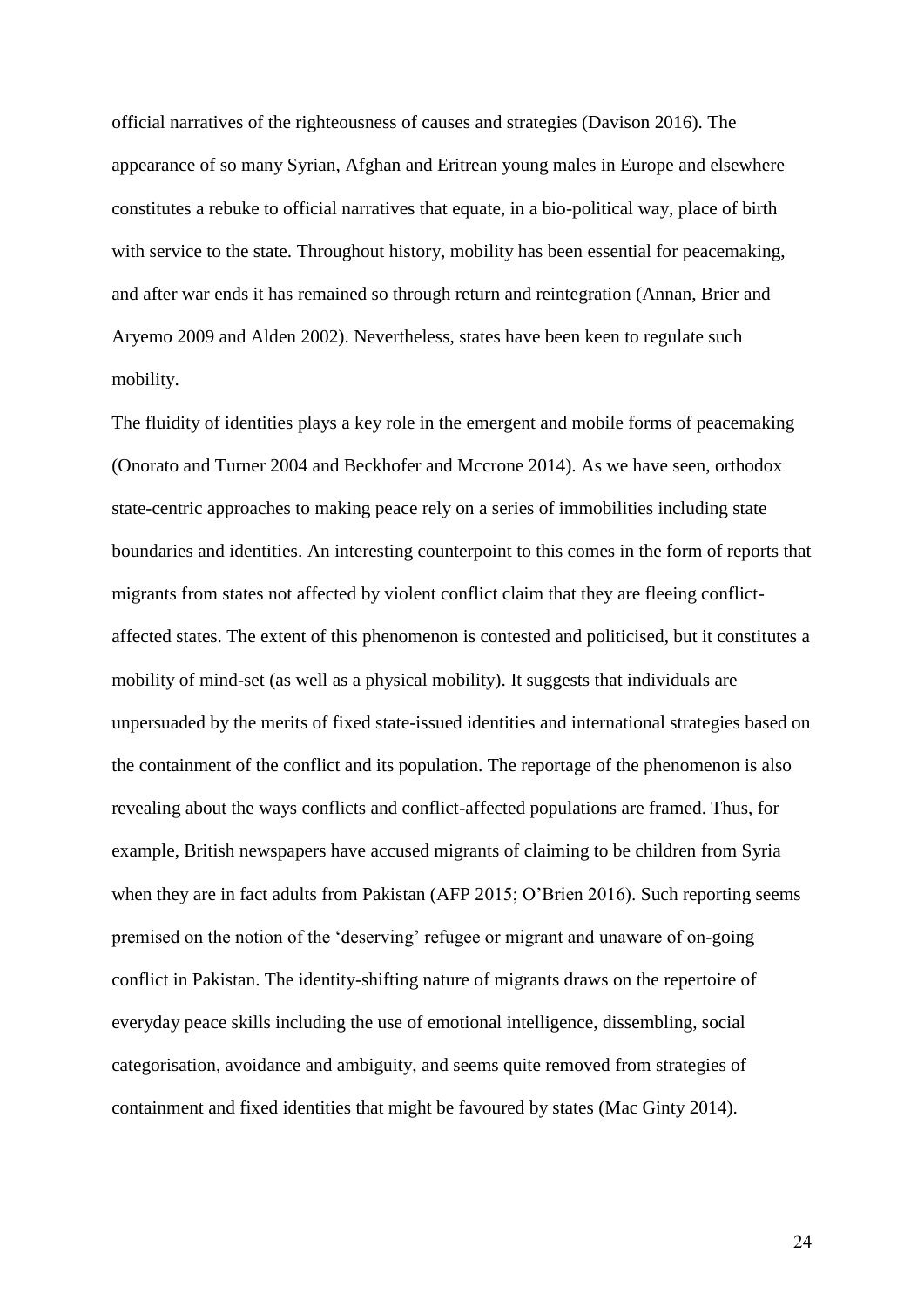official narratives of the righteousness of causes and strategies (Davison 2016). The appearance of so many Syrian, Afghan and Eritrean young males in Europe and elsewhere constitutes a rebuke to official narratives that equate, in a bio-political way, place of birth with service to the state. Throughout history, mobility has been essential for peacemaking, and after war ends it has remained so through return and reintegration (Annan, Brier and Aryemo 2009 and Alden 2002). Nevertheless, states have been keen to regulate such mobility.

The fluidity of identities plays a key role in the emergent and mobile forms of peacemaking (Onorato and Turner 2004 and Beckhofer and Mccrone 2014). As we have seen, orthodox state-centric approaches to making peace rely on a series of immobilities including state boundaries and identities. An interesting counterpoint to this comes in the form of reports that migrants from states not affected by violent conflict claim that they are fleeing conflict-affected states. The extent of this phenomenon is contested and politicised, but it constitutes a mobility of mind-set (as well as a physical mobility). It suggests that individuals are unpersuaded by the merits of fixed state-issued identities and international strategies based on the containment of the conflict and its population. The reportage of the phenomenon is also revealing about the ways conflicts and conflict-affected populations are framed. Thus, for example, British newspapers have accused migrants of claiming to be children from Syria when they are in fact adults from Pakistan (AFP 2015; O'Brien 2016). Such reporting seems premised on the notion of the 'deserving' refugee or migrant and unaware of on-going conflict in Pakistan. The identity-shifting nature of migrants draws on the repertoire of everyday peace skills including the use of emotional intelligence, dissembling, social categorisation, avoidance and ambiguity, and seems quite removed from strategies of containment and fixed identities that might be favoured by states (Mac Ginty 2014).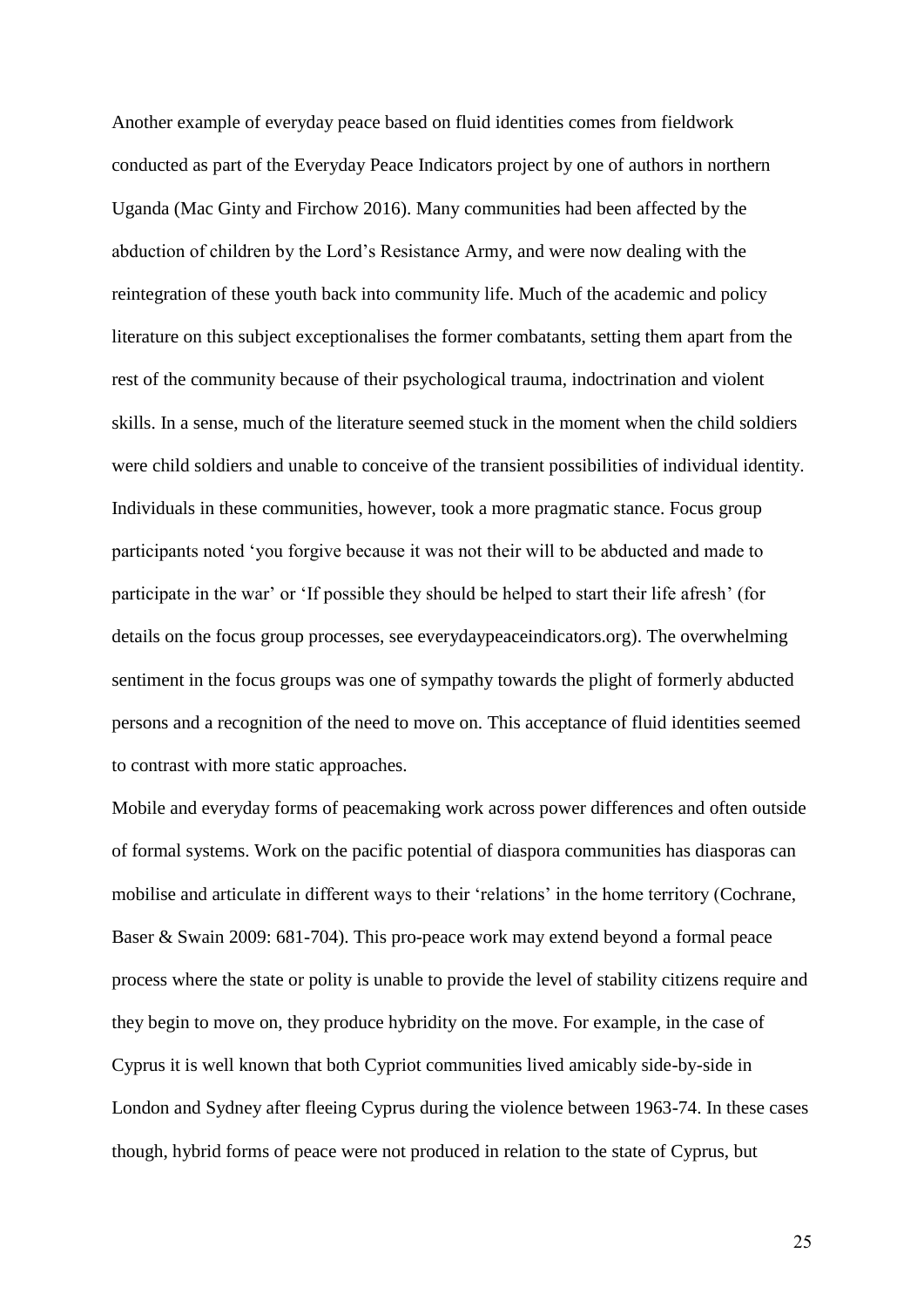Another example of everyday peace based on fluid identities comes from fieldwork conducted as part of the Everyday Peace Indicators project by one of authors in northern Uganda (Mac Ginty and Firchow 2016). Many communities had been affected by the abduction of children by the Lord's Resistance Army, and were now dealing with the reintegration of these youth back into community life. Much of the academic and policy literature on this subject exceptionalises the former combatants, setting them apart from the rest of the community because of their psychological trauma, indoctrination and violent skills. In a sense, much of the literature seemed stuck in the moment when the child soldiers were child soldiers and unable to conceive of the transient possibilities of individual identity. Individuals in these communities, however, took a more pragmatic stance. Focus group participants noted 'you forgive because it was not their will to be abducted and made to participate in the war' or 'If possible they should be helped to start their life afresh' (for details on the focus group processes, see everydaypeaceindicators.org). The overwhelming sentiment in the focus groups was one of sympathy towards the plight of formerly abducted persons and a recognition of the need to move on. This acceptance of fluid identities seemed to contrast with more static approaches.

Mobile and everyday forms of peacemaking work across power differences and often outside of formal systems. Work on the pacific potential of diaspora communities has diasporas can mobilise and articulate in different ways to their 'relations' in the home territory (Cochrane, Baser & Swain 2009: 681-704). This pro-peace work may extend beyond a formal peace process where the state or polity is unable to provide the level of stability citizens require and they begin to move on, they produce hybridity on the move. For example, in the case of Cyprus it is well known that both Cypriot communities lived amicably side-by-side in London and Sydney after fleeing Cyprus during the violence between 1963-74. In these cases though, hybrid forms of peace were not produced in relation to the state of Cyprus, but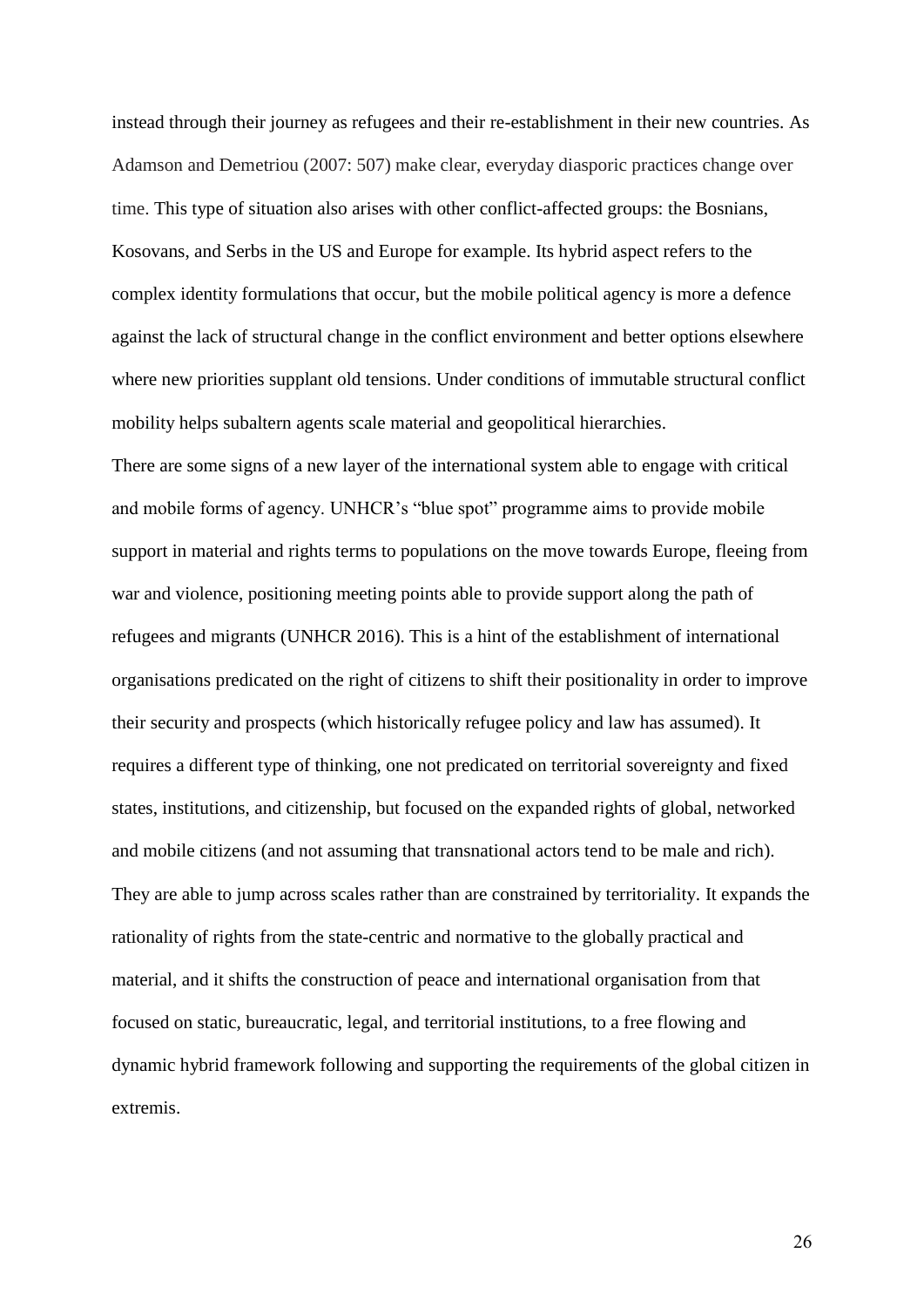instead through their journey as refugees and their re-establishment in their new countries. As Adamson and Demetriou (2007: 507) make clear, everyday diasporic practices change over time. This type of situation also arises with other conflict-affected groups: the Bosnians, Kosovans, and Serbs in the US and Europe for example. Its hybrid aspect refers to the complex identity formulations that occur, but the mobile political agency is more a defence against the lack of structural change in the conflict environment and better options elsewhere where new priorities supplant old tensions. Under conditions of immutable structural conflict mobility helps subaltern agents scale material and geopolitical hierarchies.

There are some signs of a new layer of the international system able to engage with critical and mobile forms of agency. UNHCR's "blue spot" programme aims to provide mobile support in material and rights terms to populations on the move towards Europe, fleeing from war and violence, positioning meeting points able to provide support along the path of refugees and migrants (UNHCR 2016). This is a hint of the establishment of international organisations predicated on the right of citizens to shift their positionality in order to improve their security and prospects (which historically refugee policy and law has assumed). It requires a different type of thinking, one not predicated on territorial sovereignty and fixed states, institutions, and citizenship, but focused on the expanded rights of global, networked and mobile citizens (and not assuming that transnational actors tend to be male and rich). They are able to jump across scales rather than are constrained by territoriality. It expands the rationality of rights from the state-centric and normative to the globally practical and material, and it shifts the construction of peace and international organisation from that focused on static, bureaucratic, legal, and territorial institutions, to a free flowing and dynamic hybrid framework following and supporting the requirements of the global citizen in extremis.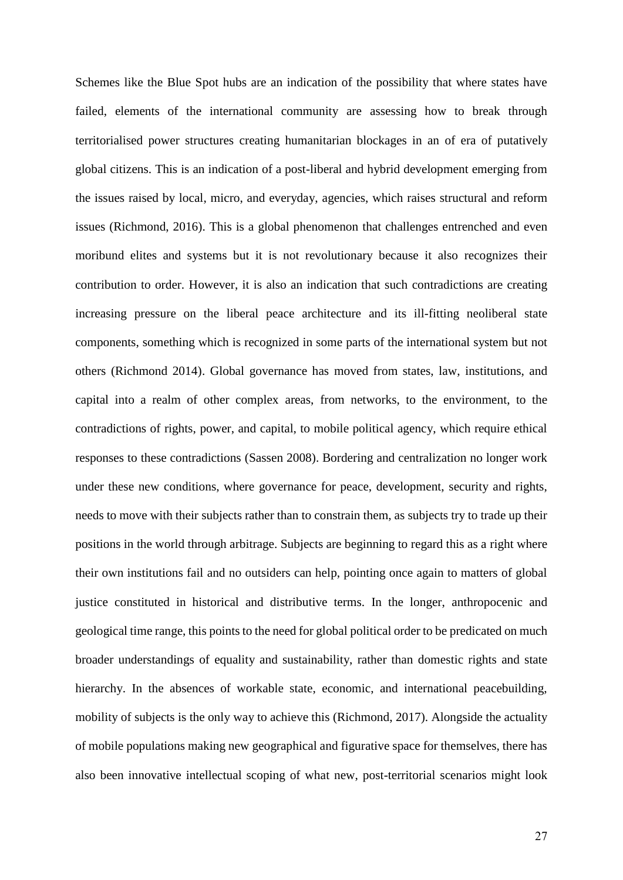Schemes like the Blue Spot hubs are an indication of the possibility that where states have failed, elements of the international community are assessing how to break through territorialised power structures creating humanitarian blockages in an of era of putatively global citizens. This is an indication of a post-liberal and hybrid development emerging from the issues raised by local, micro, and everyday, agencies, which raises structural and reform issues (Richmond, 2016). This is a global phenomenon that challenges entrenched and even moribund elites and systems but it is not revolutionary because it also recognizes their contribution to order. However, it is also an indication that such contradictions are creating increasing pressure on the liberal peace architecture and its ill-fitting neoliberal state components, something which is recognized in some parts of the international system but not others (Richmond 2014). Global governance has moved from states, law, institutions, and capital into a realm of other complex areas, from networks, to the environment, to the contradictions of rights, power, and capital, to mobile political agency, which require ethical responses to these contradictions (Sassen 2008). Bordering and centralization no longer work under these new conditions, where governance for peace, development, security and rights, needs to move with their subjects rather than to constrain them, as subjects try to trade up their positions in the world through arbitrage. Subjects are beginning to regard this as a right where their own institutions fail and no outsiders can help, pointing once again to matters of global justice constituted in historical and distributive terms. In the longer, anthropocenic and geological time range, this points to the need for global political order to be predicated on much broader understandings of equality and sustainability, rather than domestic rights and state hierarchy. In the absences of workable state, economic, and international peacebuilding, mobility of subjects is the only way to achieve this (Richmond, 2017). Alongside the actuality of mobile populations making new geographical and figurative space for themselves, there has also been innovative intellectual scoping of what new, post-territorial scenarios might look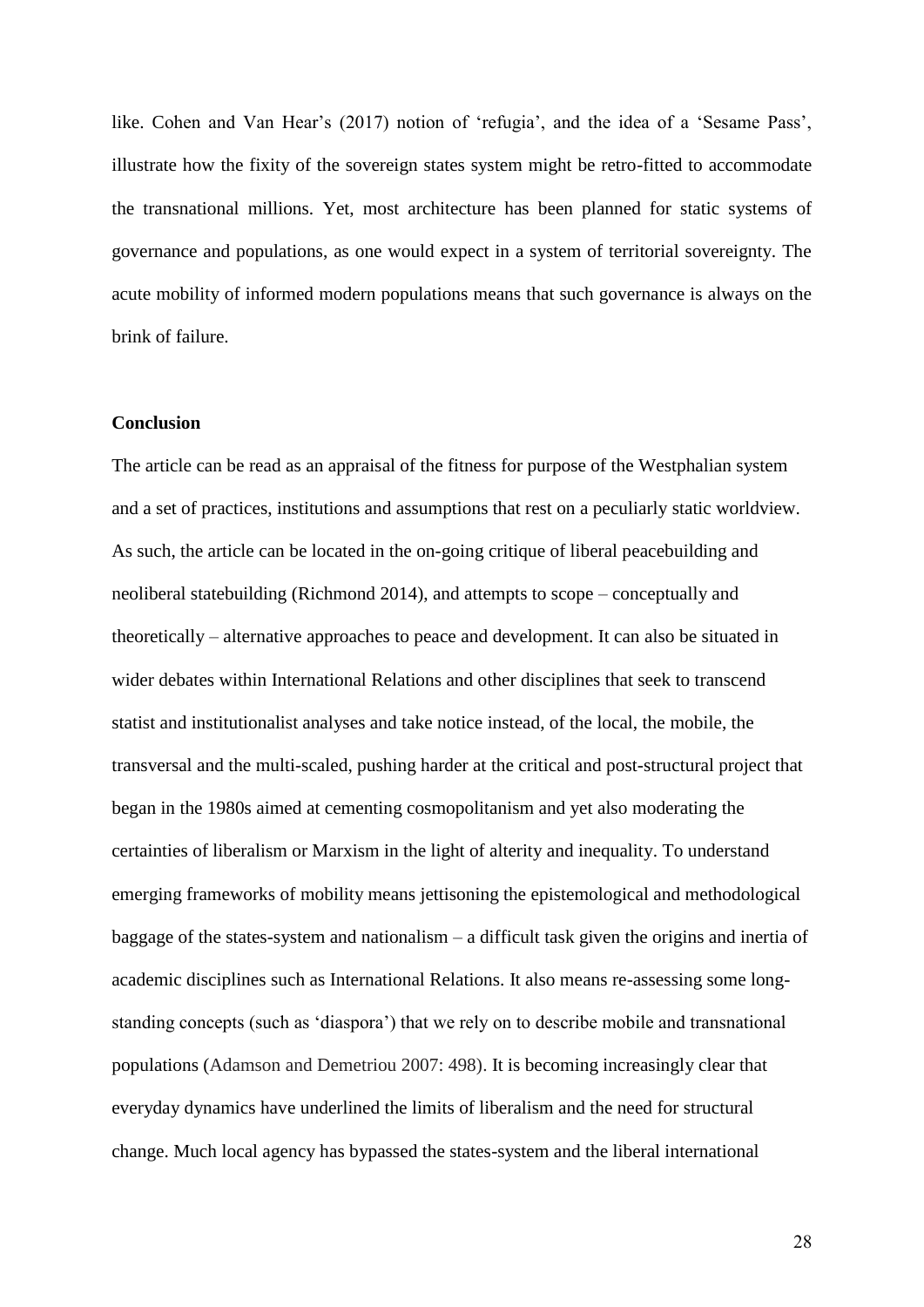like. Cohen and Van Hear's (2017) notion of 'refugia', and the idea of a 'Sesame Pass', illustrate how the fixity of the sovereign states system might be retro-fitted to accommodate the transnational millions. Yet, most architecture has been planned for static systems of governance and populations, as one would expect in a system of territorial sovereignty. The acute mobility of informed modern populations means that such governance is always on the brink of failure.

## Conclusion

The article can be read as an appraisal of the fitness for purpose of the Westphalian system and a set of practices, institutions and assumptions that rest on a peculiarly static worldview. As such, the article can be located in the on-going critique of liberal peacebuilding and neoliberal statebuilding (Richmond 2014), and attempts to scope – conceptually and theoretically – alternative approaches to peace and development. It can also be situated in wider debates within International Relations and other disciplines that seek to transcend statist and institutionalist analyses and take notice instead, of the local, the mobile, the transversal and the multi-scaled, pushing harder at the critical and post-structural project that began in the 1980s aimed at cementing cosmopolitanism and yet also moderating the certainties of liberalism or Marxism in the light of alterity and inequality. To understand emerging frameworks of mobility means jettisoning the epistemological and methodological baggage of the states-system and nationalism – a difficult task given the origins and inertia of academic disciplines such as International Relations. It also means re-assessing some long-standing concepts (such as 'diaspora') that we rely on to describe mobile and transnational populations (Adamson and Demetriou 2007: 498). It is becoming increasingly clear that everyday dynamics have underlined the limits of liberalism and the need for structural change. Much local agency has bypassed the states-system and the liberal international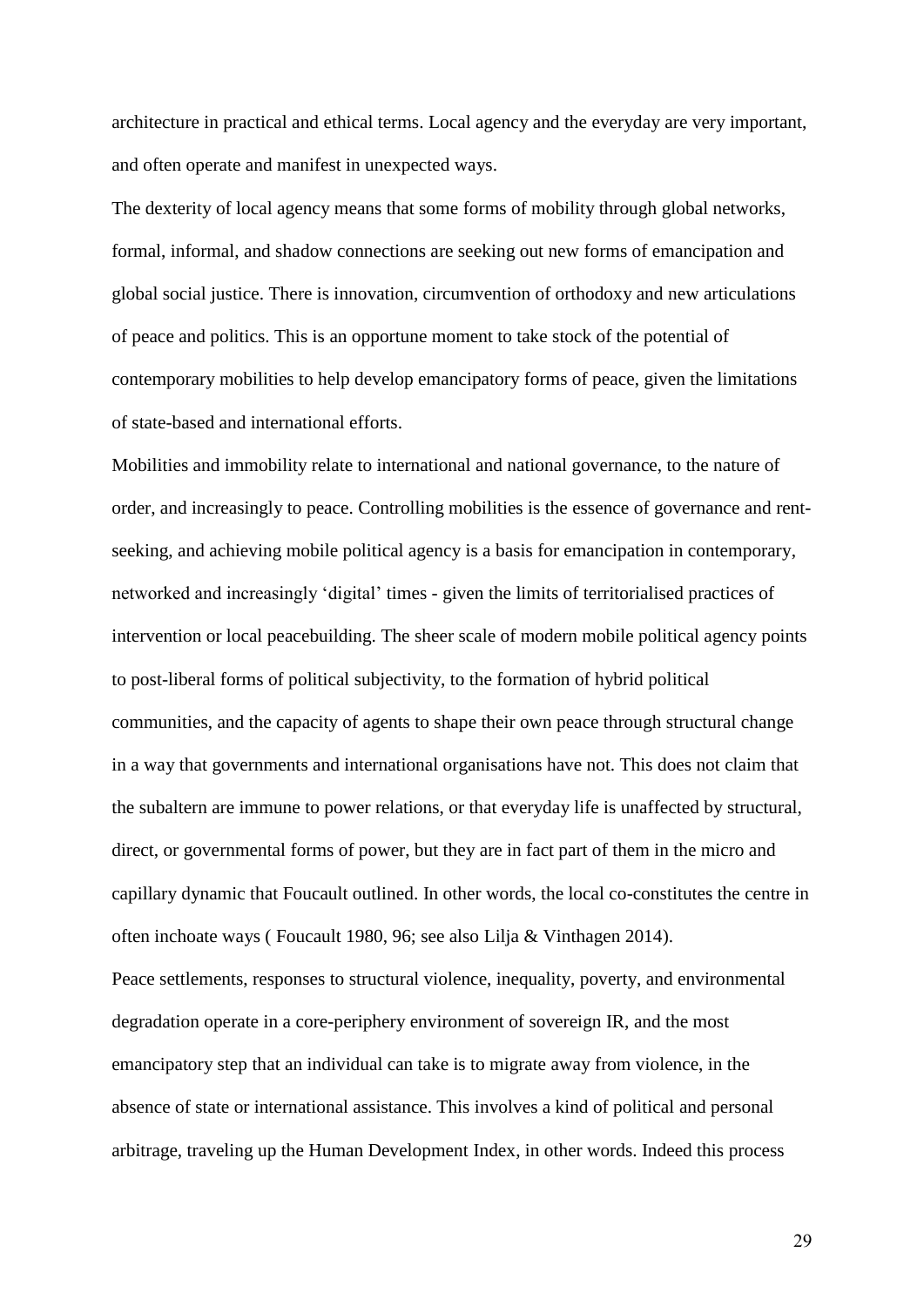architecture in practical and ethical terms. Local agency and the everyday are very important, and often operate and manifest in unexpected ways.

The dexterity of local agency means that some forms of mobility through global networks, formal, informal, and shadow connections are seeking out new forms of emancipation and global social justice. There is innovation, circumvention of orthodoxy and new articulations of peace and politics. This is an opportune moment to take stock of the potential of contemporary mobilities to help develop emancipatory forms of peace, given the limitations of state-based and international efforts.

Mobilities and immobility relate to international and national governance, to the nature of order, and increasingly to peace. Controlling mobilities is the essence of governance and rent-seeking, and achieving mobile political agency is a basis for emancipation in contemporary, networked and increasingly 'digital' times - given the limits of territorialised practices of intervention or local peacebuilding. The sheer scale of modern mobile political agency points to post-liberal forms of political subjectivity, to the formation of hybrid political communities, and the capacity of agents to shape their own peace through structural change in a way that governments and international organisations have not. This does not claim that the subaltern are immune to power relations, or that everyday life is unaffected by structural, direct, or governmental forms of power, but they are in fact part of them in the micro and capillary dynamic that Foucault outlined. In other words, the local co-constitutes the centre in often inchoate ways ( Foucault 1980, 96; see also Lilja & Vinthagen 2014).

Peace settlements, responses to structural violence, inequality, poverty, and environmental degradation operate in a core-periphery environment of sovereign IR, and the most emancipatory step that an individual can take is to migrate away from violence, in the absence of state or international assistance. This involves a kind of political and personal arbitrage, traveling up the Human Development Index, in other words. Indeed this process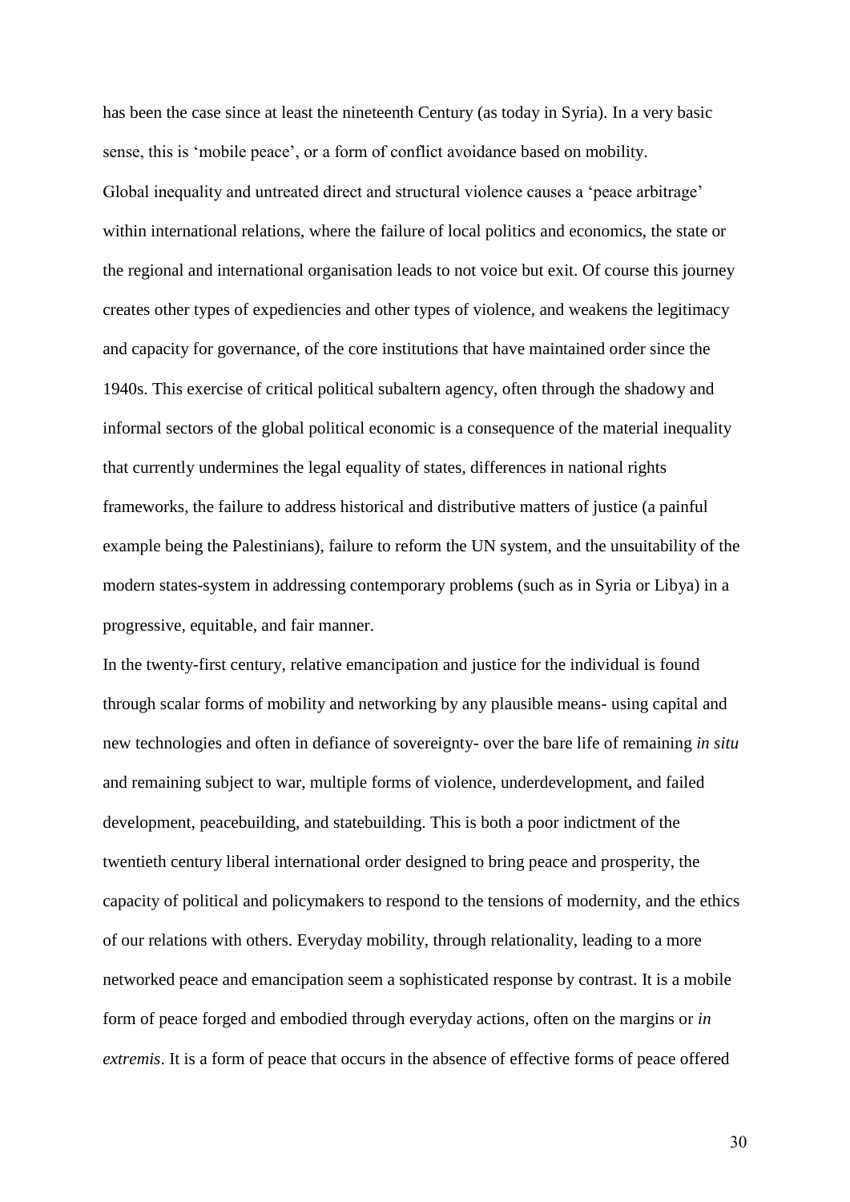has been the case since at least the nineteenth Century (as today in Syria). In a very basic sense, this is 'mobile peace', or a form of conflict avoidance based on mobility.

Global inequality and untreated direct and structural violence causes a 'peace arbitrage' within international relations, where the failure of local politics and economics, the state or the regional and international organisation leads to not voice but exit. Of course this journey creates other types of expediencies and other types of violence, and weakens the legitimacy and capacity for governance, of the core institutions that have maintained order since the 1940s. This exercise of critical political subaltern agency, often through the shadowy and informal sectors of the global political economic is a consequence of the material inequality that currently undermines the legal equality of states, differences in national rights frameworks, the failure to address historical and distributive matters of justice (a painful example being the Palestinians), failure to reform the UN system, and the unsuitability of the modern states-system in addressing contemporary problems (such as in Syria or Libya) in a progressive, equitable, and fair manner.

In the twenty-first century, relative emancipation and justice for the individual is found through scalar forms of mobility and networking by any plausible means- using capital and new technologies and often in defiance of sovereignty- over the bare life of remaining *in situ* and remaining subject to war, multiple forms of violence, underdevelopment, and failed development, peacebuilding, and statebuilding. This is both a poor indictment of the twentieth century liberal international order designed to bring peace and prosperity, the capacity of political and policymakers to respond to the tensions of modernity, and the ethics of our relations with others. Everyday mobility, through relationality, leading to a more networked peace and emancipation seem a sophisticated response by contrast. It is a mobile form of peace forged and embodied through everyday actions, often on the margins or *in extremis*. It is a form of peace that occurs in the absence of effective forms of peace offered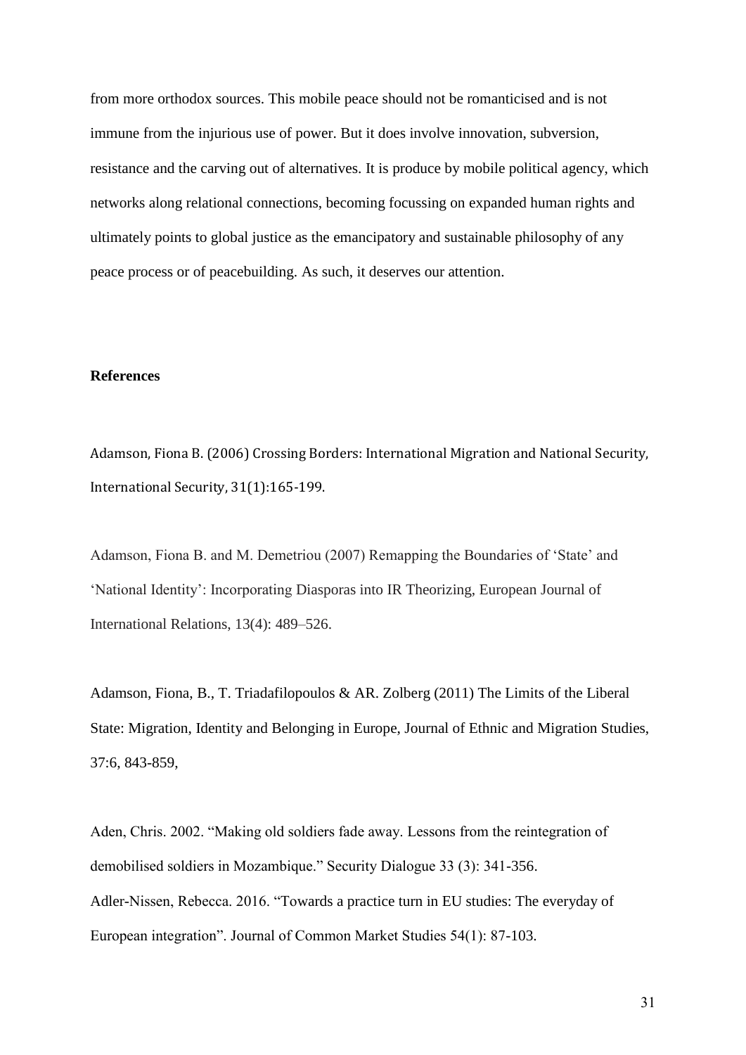from more orthodox sources. This mobile peace should not be romanticised and is not immune from the injurious use of power. But it does involve innovation, subversion, resistance and the carving out of alternatives. It is produce by mobile political agency, which networks along relational connections, becoming focussing on expanded human rights and ultimately points to global justice as the emancipatory and sustainable philosophy of any peace process or of peacebuilding. As such, it deserves our attention.

**References**

Adamson, Fiona B. (2006) Crossing Borders: International Migration and National Security, International Security, 31(1):165-199.

Adamson, Fiona B. and M. Demetriou (2007) Remapping the Boundaries of 'State' and 'National Identity': Incorporating Diasporas into IR Theorizing, European Journal of International Relations, 13(4): 489–526.

Adamson, Fiona, B., T. Triadafilopoulos & AR. Zolberg (2011) The Limits of the Liberal State: Migration, Identity and Belonging in Europe, Journal of Ethnic and Migration Studies, 37:6, 843-859,

Aden, Chris. 2002. "Making old soldiers fade away. Lessons from the reintegration of demobilised soldiers in Mozambique." Security Dialogue 33 (3): 341-356.

Adler-Nissen, Rebecca. 2016. "Towards a practice turn in EU studies: The everyday of European integration". Journal of Common Market Studies 54(1): 87-103.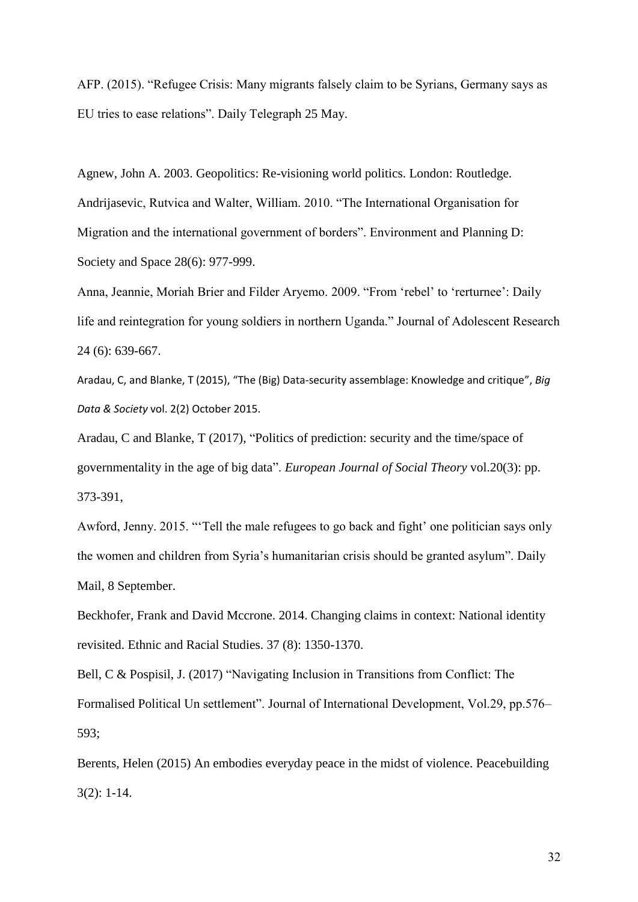AFP. (2015). "Refugee Crisis: Many migrants falsely claim to be Syrians, Germany says as EU tries to ease relations". Daily Telegraph 25 May.

Agnew, John A. 2003. Geopolitics: Re-visioning world politics. London: Routledge.

Andrijasevic, Rutvica and Walter, William. 2010. "The International Organisation for Migration and the international government of borders". Environment and Planning D: Society and Space 28(6): 977-999.

Anna, Jeannie, Moriah Brier and Filder Aryemo. 2009. "From 'rebel' to 'rerturnee': Daily life and reintegration for young soldiers in northern Uganda." Journal of Adolescent Research 24 (6): 639-667.

Aradau, C, and Blanke, T (2015), "The (Big) Data-security assemblage: Knowledge and critique", *Big Data & Society* vol. 2(2) October 2015.

Aradau, C and Blanke, T (2017), "Politics of prediction: security and the time/space of governmentality in the age of big data". *European Journal of Social Theory* vol.20(3): pp. 373-391,

Awford, Jenny. 2015. "'Tell the male refugees to go back and fight' one politician says only the women and children from Syria's humanitarian crisis should be granted asylum". Daily Mail, 8 September.

Beckhofer, Frank and David Mccrone. 2014. Changing claims in context: National identity revisited. Ethnic and Racial Studies. 37 (8): 1350-1370.

Bell, C & Pospisil, J. (2017) "Navigating Inclusion in Transitions from Conflict: The Formalised Political Un settlement". Journal of International Development, Vol.29, pp.576–593;

Berents, Helen (2015) An embodies everyday peace in the midst of violence. Peacebuilding 3(2): 1-14.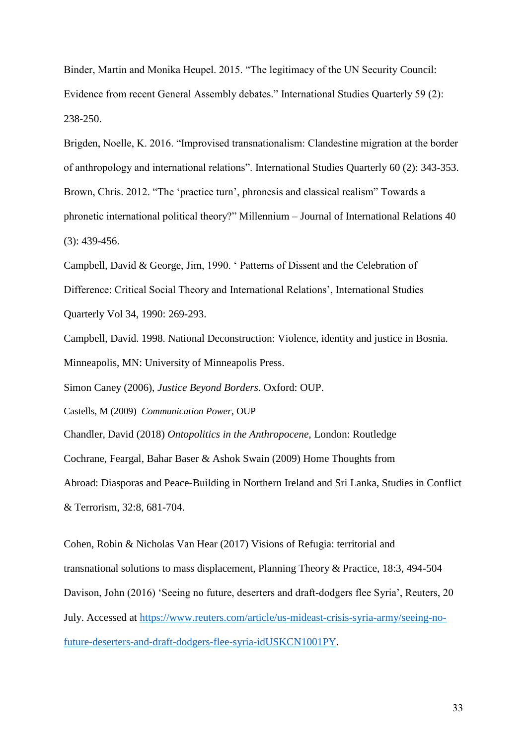Binder, Martin and Monika Heupel. 2015. "The legitimacy of the UN Security Council: Evidence from recent General Assembly debates." International Studies Quarterly 59 (2): 238-250.

Brigden, Noelle, K. 2016. "Improvised transnationalism: Clandestine migration at the border of anthropology and international relations". International Studies Quarterly 60 (2): 343-353.

Brown, Chris. 2012. "The 'practice turn', phronesis and classical realism" Towards a phronetic international political theory?" Millennium – Journal of International Relations 40 (3): 439-456.

Campbell, David & George, Jim, 1990. ' Patterns of Dissent and the Celebration of Difference: Critical Social Theory and International Relations', International Studies Quarterly Vol 34, 1990: 269-293.

Campbell, David. 1998. National Deconstruction: Violence, identity and justice in Bosnia. Minneapolis, MN: University of Minneapolis Press.

Simon Caney (2006), *Justice Beyond Borders.* Oxford: OUP.

Castells, M (2009) *Communication Power*, OUP

Chandler, David (2018) *Ontopolitics in the Anthropocene,* London: Routledge

Cochrane, Feargal, Bahar Baser & Ashok Swain (2009) Home Thoughts from Abroad: Diasporas and Peace-Building in Northern Ireland and Sri Lanka, Studies in Conflict & Terrorism, 32:8, 681-704.

Cohen, Robin & Nicholas Van Hear (2017) Visions of Refugia: territorial and transnational solutions to mass displacement, Planning Theory & Practice, 18:3, 494-504

Davison, John (2016) 'Seeing no future, deserters and draft-dodgers flee Syria', Reuters, 20 July. Accessed at https://www.reuters.com/article/us-mideast-crisis-syria-army/seeing-no-future-deserters-and-draft-dodgers-flee-syria-idUSKCN1001PY.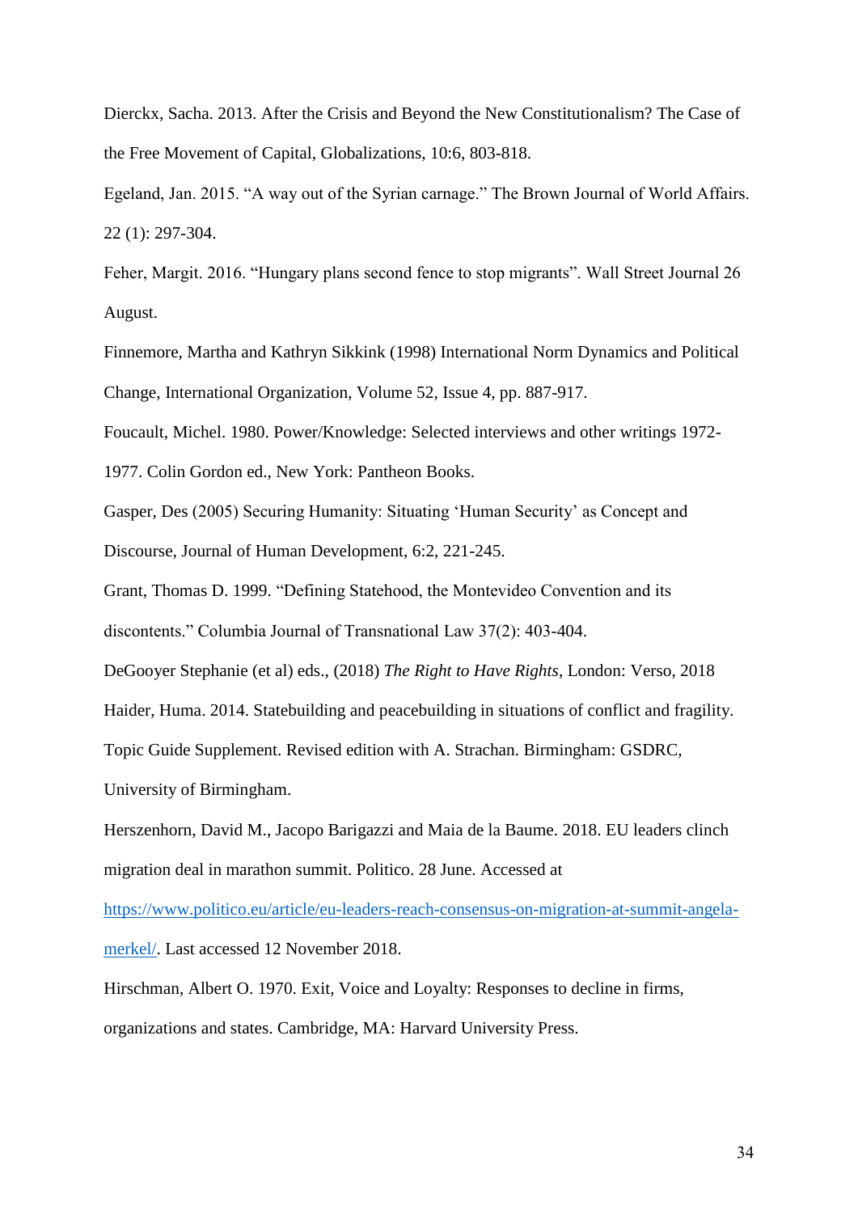Dierckx, Sacha. 2013. After the Crisis and Beyond the New Constitutionalism? The Case of the Free Movement of Capital, Globalizations, 10:6, 803-818.

Egeland, Jan. 2015. “A way out of the Syrian carnage.” The Brown Journal of World Affairs. 22 (1): 297-304.

Feher, Margit. 2016. “Hungary plans second fence to stop migrants”. Wall Street Journal 26 August.

Finnemore, Martha and Kathryn Sikkink (1998) International Norm Dynamics and Political Change, International Organization, Volume 52, Issue 4, pp. 887-917.

Foucault, Michel. 1980. Power/Knowledge: Selected interviews and other writings 1972-1977. Colin Gordon ed., New York: Pantheon Books.

Gasper, Des (2005) Securing Humanity: Situating ‘Human Security’ as Concept and Discourse, Journal of Human Development, 6:2, 221-245.

Grant, Thomas D. 1999. “Defining Statehood, the Montevideo Convention and its discontents.” Columbia Journal of Transnational Law 37(2): 403-404.

DeGooyer Stephanie (et al) eds., (2018) *The Right to Have Rights*, London: Verso, 2018

Haider, Huma. 2014. Statebuilding and peacebuilding in situations of conflict and fragility. Topic Guide Supplement. Revised edition with A. Strachan. Birmingham: GSDRC, University of Birmingham.

Herszenhorn, David M., Jacopo Barigazzi and Maia de la Baume. 2018. EU leaders clinch migration deal in marathon summit. Politico. 28 June. Accessed at https://www.politico.eu/article/eu-leaders-reach-consensus-on-migration-at-summit-angela-merkel/. Last accessed 12 November 2018.

Hirschman, Albert O. 1970. Exit, Voice and Loyalty: Responses to decline in firms, organizations and states. Cambridge, MA: Harvard University Press.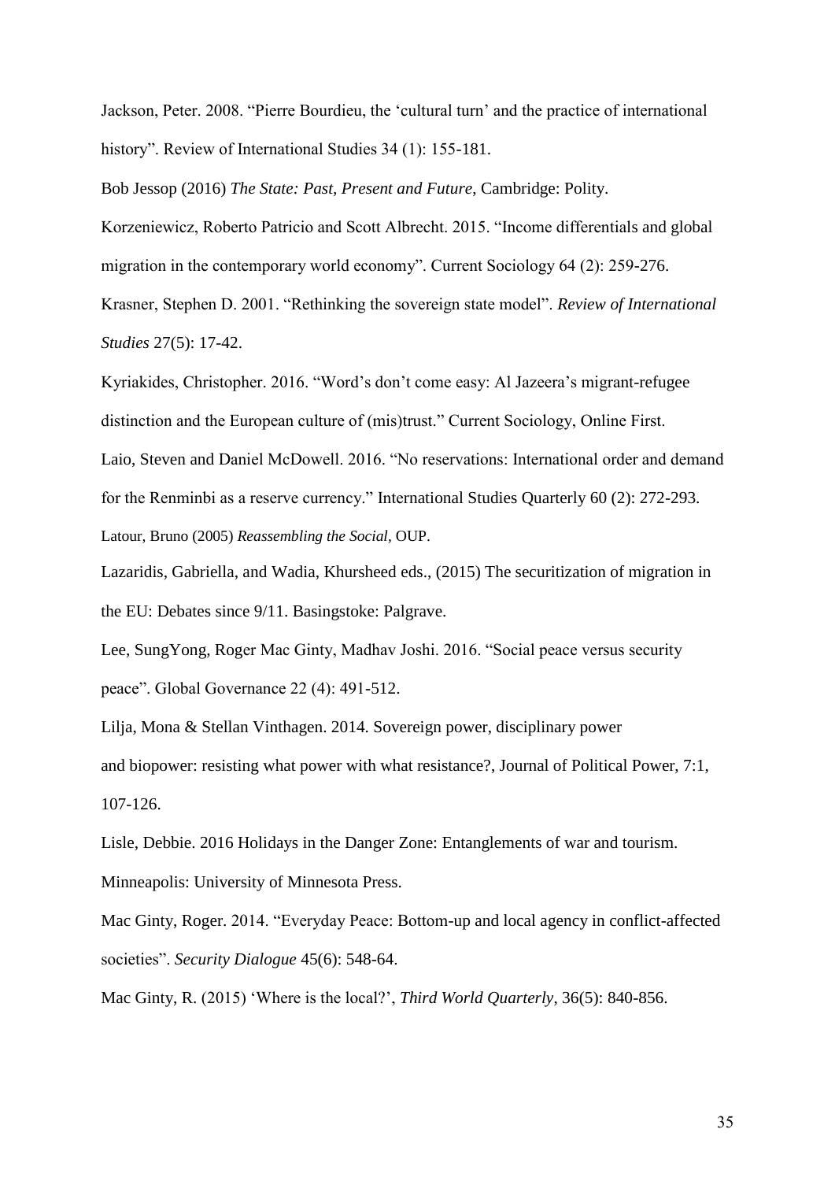Jackson, Peter. 2008. “Pierre Bourdieu, the ‘cultural turn’ and the practice of international history”. Review of International Studies 34 (1): 155-181.

Bob Jessop (2016) *The State: Past, Present and Future*, Cambridge: Polity.

Korzeniewicz, Roberto Patricio and Scott Albrecht. 2015. “Income differentials and global migration in the contemporary world economy”. Current Sociology 64 (2): 259-276.

Krasner, Stephen D. 2001. “Rethinking the sovereign state model”. *Review of International Studies* 27(5): 17-42.

Kyriakides, Christopher. 2016. “Word’s don’t come easy: Al Jazeera’s migrant-refugee distinction and the European culture of (mis)trust.” Current Sociology, Online First.

Laio, Steven and Daniel McDowell. 2016. “No reservations: International order and demand for the Renminbi as a reserve currency.” International Studies Quarterly 60 (2): 272-293.

Latour, Bruno (2005) *Reassembling the Social*, OUP.

Lazaridis, Gabriella, and Wadia, Khursheed eds., (2015) The securitization of migration in the EU: Debates since 9/11. Basingstoke: Palgrave.

Lee, SungYong, Roger Mac Ginty, Madhav Joshi. 2016. “Social peace versus security peace”. Global Governance 22 (4): 491-512.

Lilja, Mona & Stellan Vinthagen. 2014. Sovereign power, disciplinary power and biopower: resisting what power with what resistance?, Journal of Political Power, 7:1, 107-126.

Lisle, Debbie. 2016 Holidays in the Danger Zone: Entanglements of war and tourism. Minneapolis: University of Minnesota Press.

Mac Ginty, Roger. 2014. “Everyday Peace: Bottom-up and local agency in conflict-affected societies”. *Security Dialogue* 45(6): 548-64.

Mac Ginty, R. (2015) ‘Where is the local?’, *Third World Quarterly*, 36(5): 840-856.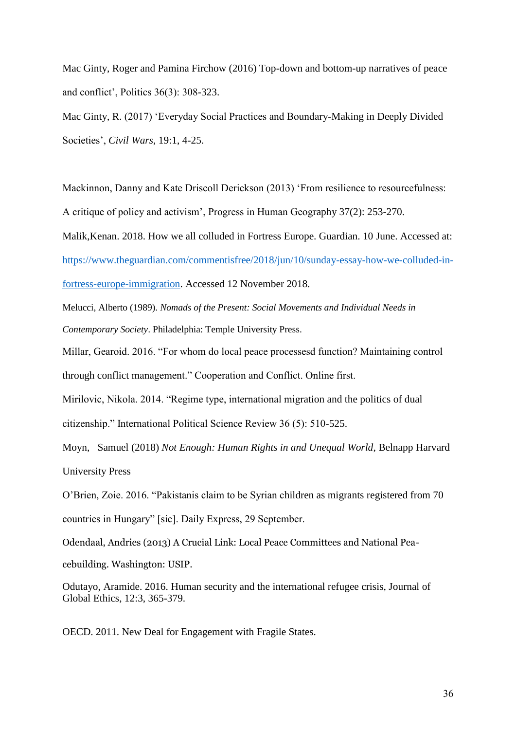Mac Ginty, Roger and Pamina Firchow (2016) Top-down and bottom-up narratives of peace and conflict', Politics 36(3): 308-323.

Mac Ginty, R. (2017) 'Everyday Social Practices and Boundary-Making in Deeply Divided Societies', *Civil Wars*, 19:1, 4-25.

Mackinnon, Danny and Kate Driscoll Derickson (2013) 'From resilience to resourcefulness: A critique of policy and activism', Progress in Human Geography 37(2): 253-270.

Malik,Kenan. 2018. How we all colluded in Fortress Europe. Guardian. 10 June. Accessed at: [https://www.theguardian.com/commentisfree/2018/jun/10/sunday-essay-how-we-colluded-in-fortress-europe-immigration](https://www.theguardian.com/commentisfree/2018/jun/10/sunday-essay-how-we-colluded-in-fortress-europe-immigration). Accessed 12 November 2018.

Melucci, Alberto (1989). *Nomads of the Present: Social Movements and Individual Needs in Contemporary Society*. Philadelphia: Temple University Press.

Millar, Gearoid. 2016. "For whom do local peace processesd function? Maintaining control through conflict management." Cooperation and Conflict. Online first.

Mirilovic, Nikola. 2014. "Regime type, international migration and the politics of dual citizenship." International Political Science Review 36 (5): 510-525.

Moyn, Samuel (2018) *Not Enough: Human Rights in and Unequal World*, Belnapp Harvard University Press

O'Brien, Zoie. 2016. "Pakistanis claim to be Syrian children as migrants registered from 70 countries in Hungary" [sic]. Daily Express, 29 September.

Odendaal, Andries (2013) A Crucial Link: Local Peace Committees and National Pea-cebuilding. Washington: USIP.

Odutayo, Aramide. 2016. Human security and the international refugee crisis, Journal of Global Ethics, 12:3, 365-379.

OECD. 2011. New Deal for Engagement with Fragile States.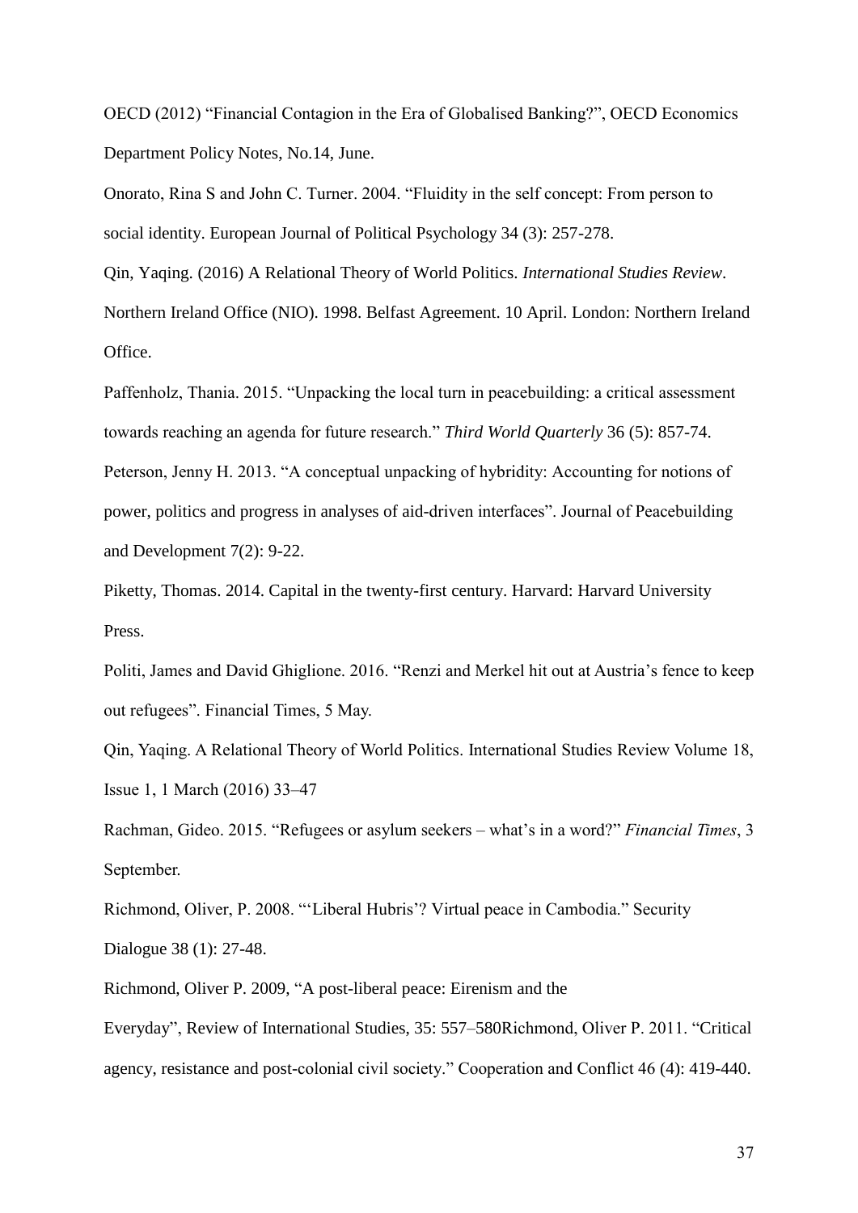OECD (2012) "Financial Contagion in the Era of Globalised Banking?", OECD Economics Department Policy Notes, No.14, June.

Onorato, Rina S and John C. Turner. 2004. "Fluidity in the self concept: From person to social identity. European Journal of Political Psychology 34 (3): 257-278.

Qin, Yaqing. (2016) A Relational Theory of World Politics. *International Studies Review*.

Northern Ireland Office (NIO). 1998. Belfast Agreement. 10 April. London: Northern Ireland Office.

Paffenholz, Thania. 2015. "Unpacking the local turn in peacebuilding: a critical assessment towards reaching an agenda for future research." *Third World Quarterly* 36 (5): 857-74.

Peterson, Jenny H. 2013. "A conceptual unpacking of hybridity: Accounting for notions of power, politics and progress in analyses of aid-driven interfaces". Journal of Peacebuilding and Development 7(2): 9-22.

Piketty, Thomas. 2014. Capital in the twenty-first century. Harvard: Harvard University Press.

Politi, James and David Ghiglione. 2016. "Renzi and Merkel hit out at Austria's fence to keep out refugees". Financial Times, 5 May.

Qin, Yaqing. A Relational Theory of World Politics. International Studies Review Volume 18, Issue 1, 1 March (2016) 33–47

Rachman, Gideo. 2015. "Refugees or asylum seekers – what's in a word?" *Financial Times*, 3 September.

Richmond, Oliver, P. 2008. "'Liberal Hubris'? Virtual peace in Cambodia." Security Dialogue 38 (1): 27-48.

Richmond, Oliver P. 2009, "A post-liberal peace: Eirenism and the Everyday", Review of International Studies, 35: 557–580Richmond, Oliver P. 2011. "Critical agency, resistance and post-colonial civil society." Cooperation and Conflict 46 (4): 419-440.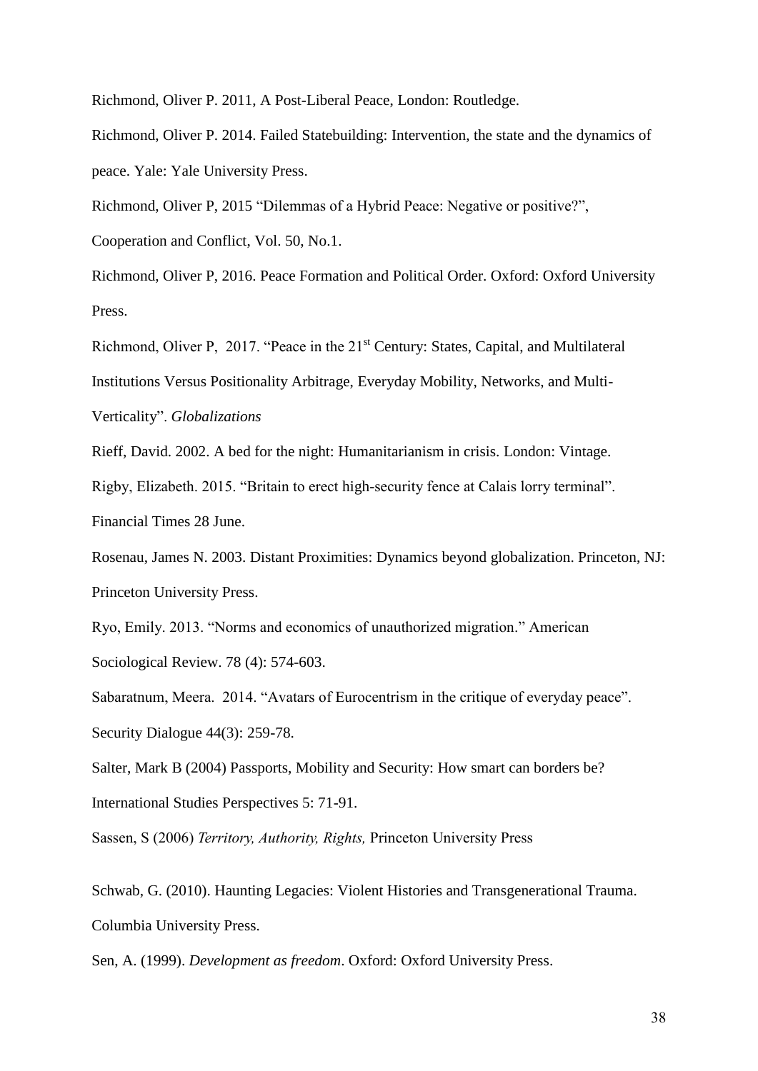Richmond, Oliver P. 2011, A Post-Liberal Peace, London: Routledge.

Richmond, Oliver P. 2014. Failed Statebuilding: Intervention, the state and the dynamics of peace. Yale: Yale University Press.

Richmond, Oliver P, 2015 "Dilemmas of a Hybrid Peace: Negative or positive?", Cooperation and Conflict, Vol. 50, No.1.

Richmond, Oliver P, 2016. Peace Formation and Political Order. Oxford: Oxford University Press.

Richmond, Oliver P, 2017. "Peace in the 21st Century: States, Capital, and Multilateral Institutions Versus Positionality Arbitrage, Everyday Mobility, Networks, and Multi-Verticality". *Globalizations*

Rieff, David. 2002. A bed for the night: Humanitarianism in crisis. London: Vintage.

Rigby, Elizabeth. 2015. "Britain to erect high-security fence at Calais lorry terminal". Financial Times 28 June.

Rosenau, James N. 2003. Distant Proximities: Dynamics beyond globalization. Princeton, NJ: Princeton University Press.

Ryo, Emily. 2013. "Norms and economics of unauthorized migration." American Sociological Review. 78 (4): 574-603.

Sabaratnum, Meera. 2014. "Avatars of Eurocentrism in the critique of everyday peace". Security Dialogue 44(3): 259-78.

Salter, Mark B (2004) Passports, Mobility and Security: How smart can borders be? International Studies Perspectives 5: 71-91.

Sassen, S (2006) *Territory, Authority, Rights,* Princeton University Press

Schwab, G. (2010). Haunting Legacies: Violent Histories and Transgenerational Trauma. Columbia University Press.

Sen, A. (1999). *Development as freedom*. Oxford: Oxford University Press.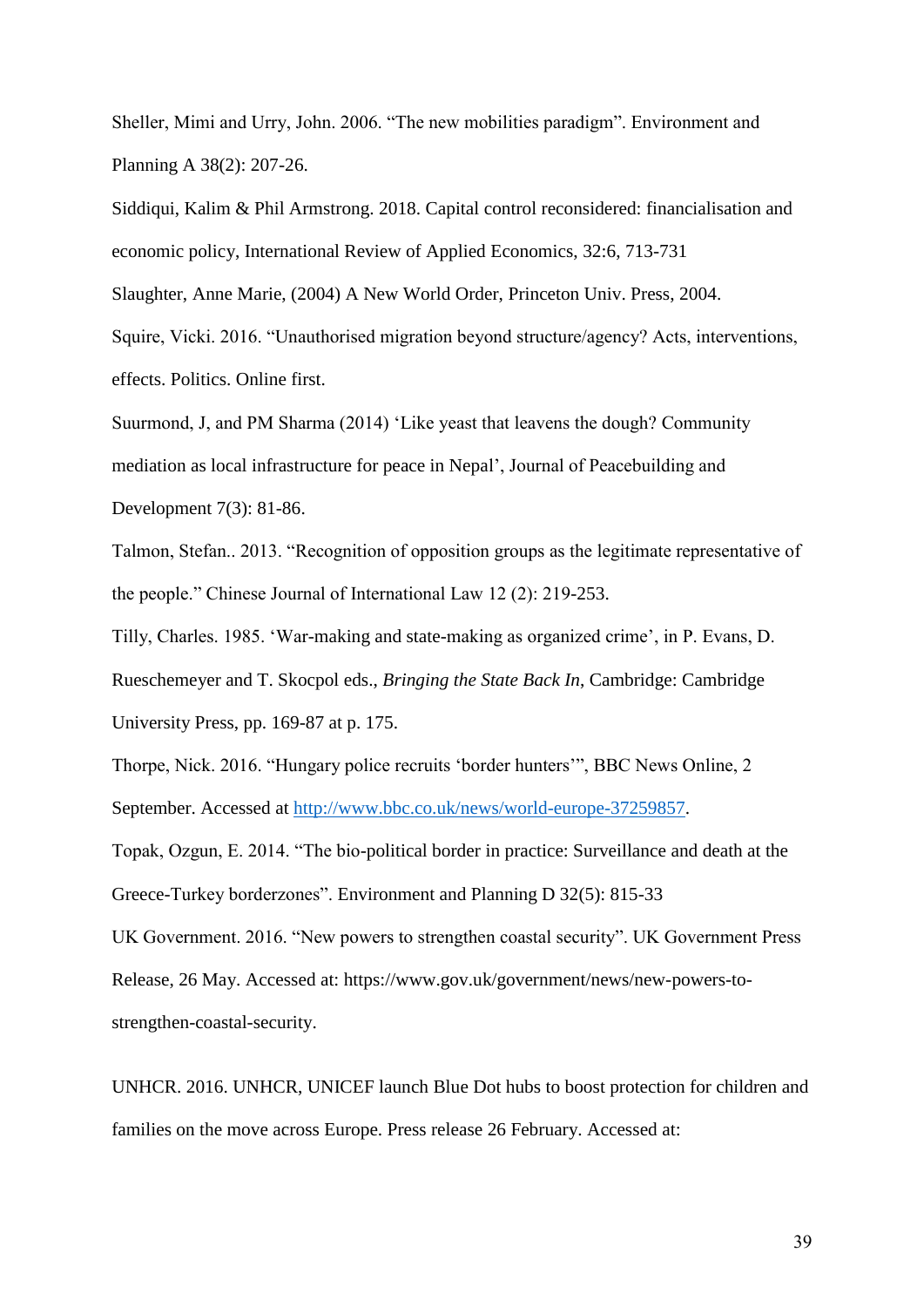Sheller, Mimi and Urry, John. 2006. “The new mobilities paradigm”. Environment and Planning A 38(2): 207-26.

Siddiqui, Kalim & Phil Armstrong. 2018. Capital control reconsidered: financialisation and economic policy, International Review of Applied Economics, 32:6, 713-731

Slaughter, Anne Marie, (2004) A New World Order, Princeton Univ. Press, 2004.

Squire, Vicki. 2016. “Unauthorised migration beyond structure/agency? Acts, interventions, effects. Politics. Online first.

Suurmond, J, and PM Sharma (2014) ‘Like yeast that leavens the dough? Community mediation as local infrastructure for peace in Nepal’, Journal of Peacebuilding and Development 7(3): 81-86.

Talmon, Stefan.. 2013. “Recognition of opposition groups as the legitimate representative of the people.” Chinese Journal of International Law 12 (2): 219-253.

Tilly, Charles. 1985. ‘War-making and state-making as organized crime’, in P. Evans, D. Rueschemeyer and T. Skocpol eds., *Bringing the State Back In*, Cambridge: Cambridge University Press, pp. 169-87 at p. 175.

Thorpe, Nick. 2016. “Hungary police recruits ‘border hunters’”, BBC News Online, 2 September. Accessed at http://www.bbc.co.uk/news/world-europe-37259857.

Topak, Ozgun, E. 2014. “The bio-political border in practice: Surveillance and death at the Greece-Turkey borderzones”. Environment and Planning D 32(5): 815-33

UK Government. 2016. “New powers to strengthen coastal security”. UK Government Press Release, 26 May. Accessed at: https://www.gov.uk/government/news/new-powers-to-strengthen-coastal-security.

UNHCR. 2016. UNHCR, UNICEF launch Blue Dot hubs to boost protection for children and families on the move across Europe. Press release 26 February. Accessed at: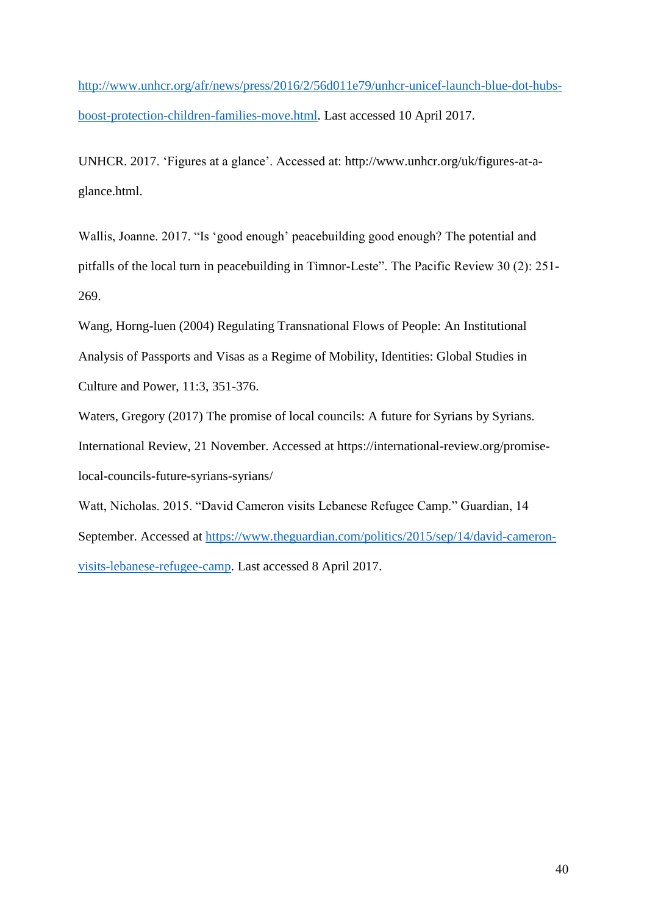http://www.unhcr.org/afr/news/press/2016/2/56d011e79/unhcr-unicef-launch-blue-dot-hubs-boost-protection-children-families-move.html. Last accessed 10 April 2017.

UNHCR. 2017. 'Figures at a glance'. Accessed at: http://www.unhcr.org/uk/figures-at-a-glance.html.

Wallis, Joanne. 2017. "Is 'good enough' peacebuilding good enough? The potential and pitfalls of the local turn in peacebuilding in Timnor-Leste". The Pacific Review 30 (2): 251-269.

Wang, Horng-luen (2004) Regulating Transnational Flows of People: An Institutional Analysis of Passports and Visas as a Regime of Mobility, Identities: Global Studies in Culture and Power, 11:3, 351-376.

Waters, Gregory (2017) The promise of local councils: A future for Syrians by Syrians. International Review, 21 November. Accessed at https://international-review.org/promise-local-councils-future-syrians-syrians/

Watt, Nicholas. 2015. "David Cameron visits Lebanese Refugee Camp." Guardian, 14 September. Accessed at https://www.theguardian.com/politics/2015/sep/14/david-cameron-visits-lebanese-refugee-camp. Last accessed 8 April 2017.